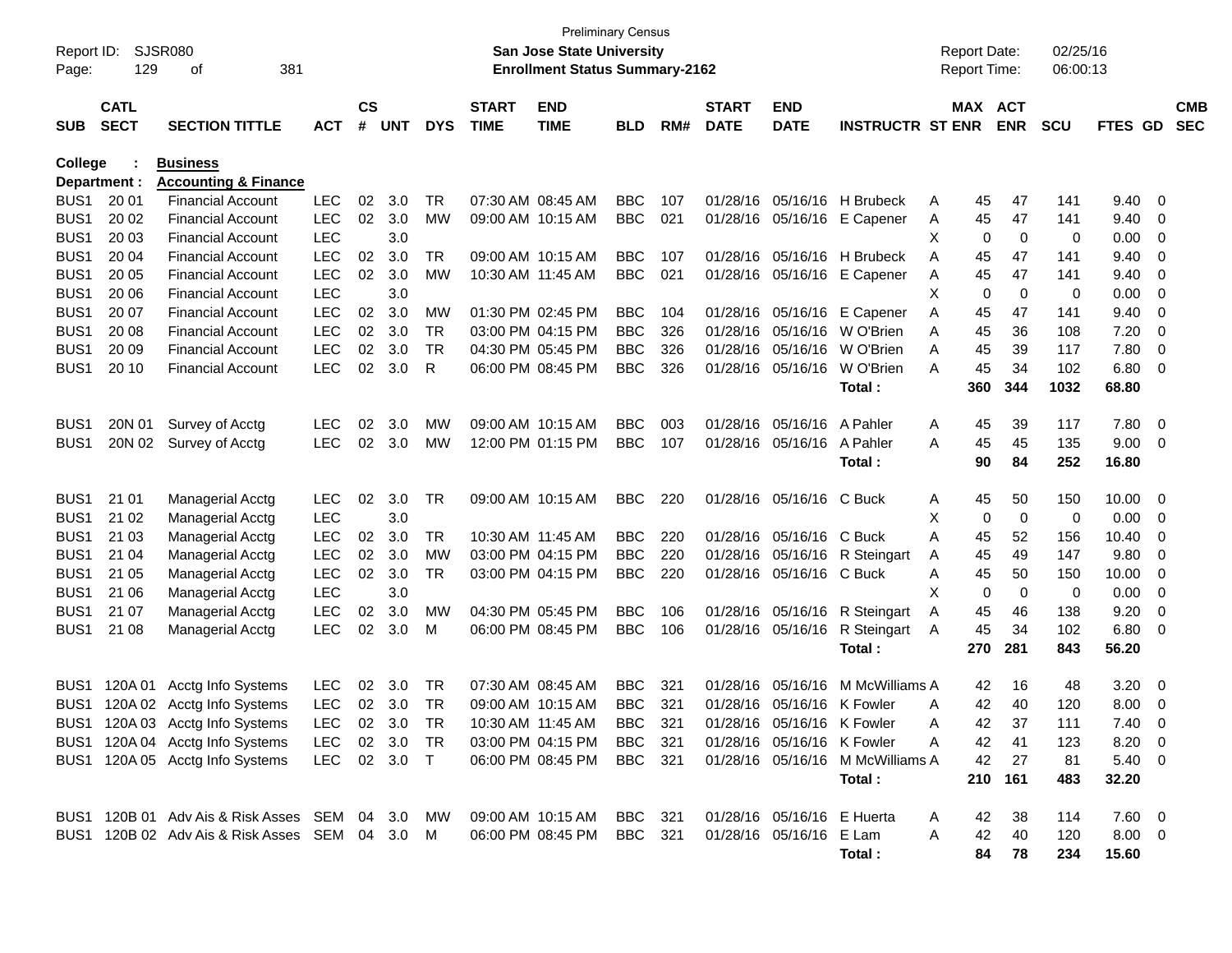Preliminary Census

**San Jose State University**

**Enrollment Status Summary-2162**

Report ID: SJSR080
Report Date: 02/25/16
Report Time: 06:00:13

**College : Business**
**Department : Accounting & Finance**

| SUB | CATL SECT | SECTION TITTLE | ACT | CS # | UNT | DYS | START TIME | END TIME | BLD | RM# | START DATE | END DATE | INSTRUCTR | ST | MAX ENR | ACT ENR | SCU | FTES | GD | CMB SEC |
|---|---|---|---|---|---|---|---|---|---|---|---|---|---|---|---|---|---|---|---|---|
| BUS1 | 20 01 | Financial Account | LEC | 02 | 3.0 | TR | 07:30 AM | 08:45 AM | BBC | 107 | 01/28/16 | 05/16/16 | H Brubeck | A | 45 | 47 | 141 | 9.40 | 0 | |
| BUS1 | 20 02 | Financial Account | LEC | 02 | 3.0 | MW | 09:00 AM | 10:15 AM | BBC | 021 | 01/28/16 | 05/16/16 | E Capener | A | 45 | 47 | 141 | 9.40 | 0 | |
| BUS1 | 20 03 | Financial Account | LEC | | 3.0 | | | | | | | | | X | 0 | 0 | 0 | 0.00 | 0 | |
| BUS1 | 20 04 | Financial Account | LEC | 02 | 3.0 | TR | 09:00 AM | 10:15 AM | BBC | 107 | 01/28/16 | 05/16/16 | H Brubeck | A | 45 | 47 | 141 | 9.40 | 0 | |
| BUS1 | 20 05 | Financial Account | LEC | 02 | 3.0 | MW | 10:30 AM | 11:45 AM | BBC | 021 | 01/28/16 | 05/16/16 | E Capener | A | 45 | 47 | 141 | 9.40 | 0 | |
| BUS1 | 20 06 | Financial Account | LEC | | 3.0 | | | | | | | | | X | 0 | 0 | 0 | 0.00 | 0 | |
| BUS1 | 20 07 | Financial Account | LEC | 02 | 3.0 | MW | 01:30 PM | 02:45 PM | BBC | 104 | 01/28/16 | 05/16/16 | E Capener | A | 45 | 47 | 141 | 9.40 | 0 | |
| BUS1 | 20 08 | Financial Account | LEC | 02 | 3.0 | TR | 03:00 PM | 04:15 PM | BBC | 326 | 01/28/16 | 05/16/16 | W O'Brien | A | 45 | 36 | 108 | 7.20 | 0 | |
| BUS1 | 20 09 | Financial Account | LEC | 02 | 3.0 | TR | 04:30 PM | 05:45 PM | BBC | 326 | 01/28/16 | 05/16/16 | W O'Brien | A | 45 | 39 | 117 | 7.80 | 0 | |
| BUS1 | 20 10 | Financial Account | LEC | 02 | 3.0 | R | 06:00 PM | 08:45 PM | BBC | 326 | 01/28/16 | 05/16/16 | W O'Brien | A | 45 | 34 | 102 | 6.80 | 0 | |
| | | | | | | | | | | | | | **Total :** | | **360** | **344** | **1032** | **68.80** | | |
| BUS1 | 20N 01 | Survey of Acctg | LEC | 02 | 3.0 | MW | 09:00 AM | 10:15 AM | BBC | 003 | 01/28/16 | 05/16/16 | A Pahler | A | 45 | 39 | 117 | 7.80 | 0 | |
| BUS1 | 20N 02 | Survey of Acctg | LEC | 02 | 3.0 | MW | 12:00 PM | 01:15 PM | BBC | 107 | 01/28/16 | 05/16/16 | A Pahler | A | 45 | 45 | 135 | 9.00 | 0 | |
| | | | | | | | | | | | | | **Total :** | | **90** | **84** | **252** | **16.80** | | |
| BUS1 | 21 01 | Managerial Acctg | LEC | 02 | 3.0 | TR | 09:00 AM | 10:15 AM | BBC | 220 | 01/28/16 | 05/16/16 | C Buck | A | 45 | 50 | 150 | 10.00 | 0 | |
| BUS1 | 21 02 | Managerial Acctg | LEC | | 3.0 | | | | | | | | | X | 0 | 0 | 0 | 0.00 | 0 | |
| BUS1 | 21 03 | Managerial Acctg | LEC | 02 | 3.0 | TR | 10:30 AM | 11:45 AM | BBC | 220 | 01/28/16 | 05/16/16 | C Buck | A | 45 | 52 | 156 | 10.40 | 0 | |
| BUS1 | 21 04 | Managerial Acctg | LEC | 02 | 3.0 | MW | 03:00 PM | 04:15 PM | BBC | 220 | 01/28/16 | 05/16/16 | R Steingart | A | 45 | 49 | 147 | 9.80 | 0 | |
| BUS1 | 21 05 | Managerial Acctg | LEC | 02 | 3.0 | TR | 03:00 PM | 04:15 PM | BBC | 220 | 01/28/16 | 05/16/16 | C Buck | A | 45 | 50 | 150 | 10.00 | 0 | |
| BUS1 | 21 06 | Managerial Acctg | LEC | | 3.0 | | | | | | | | | X | 0 | 0 | 0 | 0.00 | 0 | |
| BUS1 | 21 07 | Managerial Acctg | LEC | 02 | 3.0 | MW | 04:30 PM | 05:45 PM | BBC | 106 | 01/28/16 | 05/16/16 | R Steingart | A | 45 | 46 | 138 | 9.20 | 0 | |
| BUS1 | 21 08 | Managerial Acctg | LEC | 02 | 3.0 | M | 06:00 PM | 08:45 PM | BBC | 106 | 01/28/16 | 05/16/16 | R Steingart | A | 45 | 34 | 102 | 6.80 | 0 | |
| | | | | | | | | | | | | | **Total :** | | **270** | **281** | **843** | **56.20** | | |
| BUS1 | 120A 01 | Acctg Info Systems | LEC | 02 | 3.0 | TR | 07:30 AM | 08:45 AM | BBC | 321 | 01/28/16 | 05/16/16 | M McWilliams | A | 42 | 16 | 48 | 3.20 | 0 | |
| BUS1 | 120A 02 | Acctg Info Systems | LEC | 02 | 3.0 | TR | 09:00 AM | 10:15 AM | BBC | 321 | 01/28/16 | 05/16/16 | K Fowler | A | 42 | 40 | 120 | 8.00 | 0 | |
| BUS1 | 120A 03 | Acctg Info Systems | LEC | 02 | 3.0 | TR | 10:30 AM | 11:45 AM | BBC | 321 | 01/28/16 | 05/16/16 | K Fowler | A | 42 | 37 | 111 | 7.40 | 0 | |
| BUS1 | 120A 04 | Acctg Info Systems | LEC | 02 | 3.0 | TR | 03:00 PM | 04:15 PM | BBC | 321 | 01/28/16 | 05/16/16 | K Fowler | A | 42 | 41 | 123 | 8.20 | 0 | |
| BUS1 | 120A 05 | Acctg Info Systems | LEC | 02 | 3.0 | T | 06:00 PM | 08:45 PM | BBC | 321 | 01/28/16 | 05/16/16 | M McWilliams | A | 42 | 27 | 81 | 5.40 | 0 | |
| | | | | | | | | | | | | | **Total :** | | **210** | **161** | **483** | **32.20** | | |
| BUS1 | 120B 01 | Adv Ais & Risk Asses | SEM | 04 | 3.0 | MW | 09:00 AM | 10:15 AM | BBC | 321 | 01/28/16 | 05/16/16 | E Huerta | A | 42 | 38 | 114 | 7.60 | 0 | |
| BUS1 | 120B 02 | Adv Ais & Risk Asses | SEM | 04 | 3.0 | M | 06:00 PM | 08:45 PM | BBC | 321 | 01/28/16 | 05/16/16 | E Lam | A | 42 | 40 | 120 | 8.00 | 0 | |
| | | | | | | | | | | | | | **Total :** | | **84** | **78** | **234** | **15.60** | | |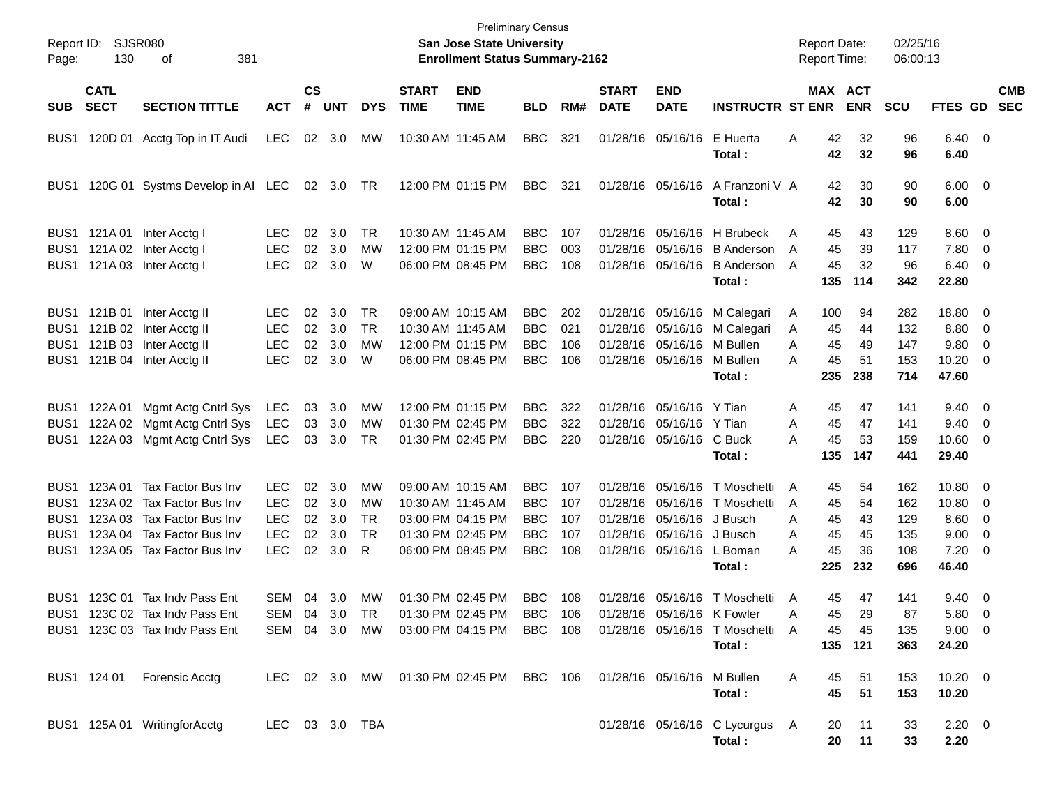Preliminary Census

**San Jose State University**

**Enrollment Status Summary-2162**

Report ID: SJSR080

Report Date: 02/25/16

Report Time: 06:00:13

| SUB | CATL SECT | SECTION TITTLE | ACT | CS # | UNT | DYS | START TIME | END TIME | BLD | RM# | START DATE | END DATE | INSTRUCTR | ST | MAX ENR | ACT ENR | SCU | FTES | GD | CMB SEC |
|---|---|---|---|---|---|---|---|---|---|---|---|---|---|---|---|---|---|---|---|---|
| BUS1 | 120D 01 | Acctg Top in IT Audi | LEC | 02 | 3.0 | MW | 10:30 AM | 11:45 AM | BBC | 321 | 01/28/16 | 05/16/16 | E Huerta | A | 42 | 32 | 96 | 6.40 | 0 | |
| | | | | | | | | | | | | | **Total :** | | **42** | **32** | **96** | **6.40** | | |
| BUS1 | 120G 01 | Systms Develop in AI | LEC | 02 | 3.0 | TR | 12:00 PM | 01:15 PM | BBC | 321 | 01/28/16 | 05/16/16 | A Franzoni V | A | 42 | 30 | 90 | 6.00 | 0 | |
| | | | | | | | | | | | | | **Total :** | | **42** | **30** | **90** | **6.00** | | |
| BUS1 | 121A 01 | Inter Acctg I | LEC | 02 | 3.0 | TR | 10:30 AM | 11:45 AM | BBC | 107 | 01/28/16 | 05/16/16 | H Brubeck | A | 45 | 43 | 129 | 8.60 | 0 | |
| BUS1 | 121A 02 | Inter Acctg I | LEC | 02 | 3.0 | MW | 12:00 PM | 01:15 PM | BBC | 003 | 01/28/16 | 05/16/16 | B Anderson | A | 45 | 39 | 117 | 7.80 | 0 | |
| BUS1 | 121A 03 | Inter Acctg I | LEC | 02 | 3.0 | W | 06:00 PM | 08:45 PM | BBC | 108 | 01/28/16 | 05/16/16 | B Anderson | A | 45 | 32 | 96 | 6.40 | 0 | |
| | | | | | | | | | | | | | **Total :** | | **135** | **114** | **342** | **22.80** | | |
| BUS1 | 121B 01 | Inter Acctg II | LEC | 02 | 3.0 | TR | 09:00 AM | 10:15 AM | BBC | 202 | 01/28/16 | 05/16/16 | M Calegari | A | 100 | 94 | 282 | 18.80 | 0 | |
| BUS1 | 121B 02 | Inter Acctg II | LEC | 02 | 3.0 | TR | 10:30 AM | 11:45 AM | BBC | 021 | 01/28/16 | 05/16/16 | M Calegari | A | 45 | 44 | 132 | 8.80 | 0 | |
| BUS1 | 121B 03 | Inter Acctg II | LEC | 02 | 3.0 | MW | 12:00 PM | 01:15 PM | BBC | 106 | 01/28/16 | 05/16/16 | M Bullen | A | 45 | 49 | 147 | 9.80 | 0 | |
| BUS1 | 121B 04 | Inter Acctg II | LEC | 02 | 3.0 | W | 06:00 PM | 08:45 PM | BBC | 106 | 01/28/16 | 05/16/16 | M Bullen | A | 45 | 51 | 153 | 10.20 | 0 | |
| | | | | | | | | | | | | | **Total :** | | **235** | **238** | **714** | **47.60** | | |
| BUS1 | 122A 01 | Mgmt Actg Cntrl Sys | LEC | 03 | 3.0 | MW | 12:00 PM | 01:15 PM | BBC | 322 | 01/28/16 | 05/16/16 | Y Tian | A | 45 | 47 | 141 | 9.40 | 0 | |
| BUS1 | 122A 02 | Mgmt Actg Cntrl Sys | LEC | 03 | 3.0 | MW | 01:30 PM | 02:45 PM | BBC | 322 | 01/28/16 | 05/16/16 | Y Tian | A | 45 | 47 | 141 | 9.40 | 0 | |
| BUS1 | 122A 03 | Mgmt Actg Cntrl Sys | LEC | 03 | 3.0 | TR | 01:30 PM | 02:45 PM | BBC | 220 | 01/28/16 | 05/16/16 | C Buck | A | 45 | 53 | 159 | 10.60 | 0 | |
| | | | | | | | | | | | | | **Total :** | | **135** | **147** | **441** | **29.40** | | |
| BUS1 | 123A 01 | Tax Factor Bus Inv | LEC | 02 | 3.0 | MW | 09:00 AM | 10:15 AM | BBC | 107 | 01/28/16 | 05/16/16 | T Moschetti | A | 45 | 54 | 162 | 10.80 | 0 | |
| BUS1 | 123A 02 | Tax Factor Bus Inv | LEC | 02 | 3.0 | MW | 10:30 AM | 11:45 AM | BBC | 107 | 01/28/16 | 05/16/16 | T Moschetti | A | 45 | 54 | 162 | 10.80 | 0 | |
| BUS1 | 123A 03 | Tax Factor Bus Inv | LEC | 02 | 3.0 | TR | 03:00 PM | 04:15 PM | BBC | 107 | 01/28/16 | 05/16/16 | J Busch | A | 45 | 43 | 129 | 8.60 | 0 | |
| BUS1 | 123A 04 | Tax Factor Bus Inv | LEC | 02 | 3.0 | TR | 01:30 PM | 02:45 PM | BBC | 107 | 01/28/16 | 05/16/16 | J Busch | A | 45 | 45 | 135 | 9.00 | 0 | |
| BUS1 | 123A 05 | Tax Factor Bus Inv | LEC | 02 | 3.0 | R | 06:00 PM | 08:45 PM | BBC | 108 | 01/28/16 | 05/16/16 | L Boman | A | 45 | 36 | 108 | 7.20 | 0 | |
| | | | | | | | | | | | | | **Total :** | | **225** | **232** | **696** | **46.40** | | |
| BUS1 | 123C 01 | Tax Indv Pass Ent | SEM | 04 | 3.0 | MW | 01:30 PM | 02:45 PM | BBC | 108 | 01/28/16 | 05/16/16 | T Moschetti | A | 45 | 47 | 141 | 9.40 | 0 | |
| BUS1 | 123C 02 | Tax Indv Pass Ent | SEM | 04 | 3.0 | TR | 01:30 PM | 02:45 PM | BBC | 106 | 01/28/16 | 05/16/16 | K Fowler | A | 45 | 29 | 87 | 5.80 | 0 | |
| BUS1 | 123C 03 | Tax Indv Pass Ent | SEM | 04 | 3.0 | MW | 03:00 PM | 04:15 PM | BBC | 108 | 01/28/16 | 05/16/16 | T Moschetti | A | 45 | 45 | 135 | 9.00 | 0 | |
| | | | | | | | | | | | | | **Total :** | | **135** | **121** | **363** | **24.20** | | |
| BUS1 | 124 01 | Forensic Acctg | LEC | 02 | 3.0 | MW | 01:30 PM | 02:45 PM | BBC | 106 | 01/28/16 | 05/16/16 | M Bullen | A | 45 | 51 | 153 | 10.20 | 0 | |
| | | | | | | | | | | | | | **Total :** | | **45** | **51** | **153** | **10.20** | | |
| BUS1 | 125A 01 | WritingforAcctg | LEC | 03 | 3.0 | TBA | | | | | 01/28/16 | 05/16/16 | C Lycurgus | A | 20 | 11 | 33 | 2.20 | 0 | |
| | | | | | | | | | | | | | **Total :** | | **20** | **11** | **33** | **2.20** | | |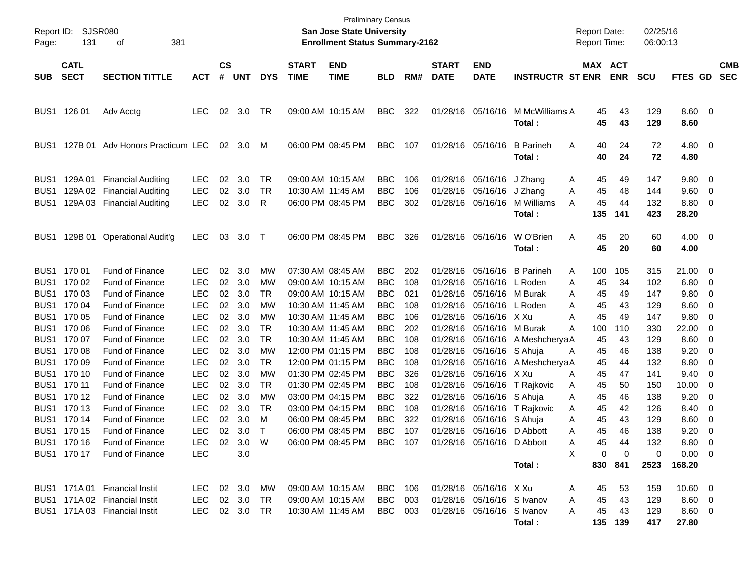Preliminary Census
**San Jose State University**
**Enrollment Status Summary-2162**

Report ID: SJSR080
Report Date: 02/25/16
Report Time: 06:00:13

| SUB | CATL SECT | SECTION TITTLE | ACT | CS # | UNT | DYS | START TIME | END TIME | BLD | RM# | START DATE | END DATE | INSTRUCTR | ST | MAX ENR | ACT ENR | SCU | FTES | GD | CMB SEC |
|---|---|---|---|---|---|---|---|---|---|---|---|---|---|---|---|---|---|---|---|---|
| BUS1 | 126 01 | Adv Acctg | LEC | 02 | 3.0 | TR | 09:00 AM | 10:15 AM | BBC | 322 | 01/28/16 | 05/16/16 | M McWilliams | A | 45 | 43 | 129 | 8.60 | 0 | |
| | | | | | | | | | | | | | **Total :** | | **45** | **43** | **129** | **8.60** | | |
| BUS1 | 127B 01 | Adv Honors Practicum | LEC | 02 | 3.0 | M | 06:00 PM | 08:45 PM | BBC | 107 | 01/28/16 | 05/16/16 | B Parineh | A | 40 | 24 | 72 | 4.80 | 0 | |
| | | | | | | | | | | | | | **Total :** | | **40** | **24** | **72** | **4.80** | | |
| BUS1 | 129A 01 | Financial Auditing | LEC | 02 | 3.0 | TR | 09:00 AM | 10:15 AM | BBC | 106 | 01/28/16 | 05/16/16 | J Zhang | A | 45 | 49 | 147 | 9.80 | 0 | |
| BUS1 | 129A 02 | Financial Auditing | LEC | 02 | 3.0 | TR | 10:30 AM | 11:45 AM | BBC | 106 | 01/28/16 | 05/16/16 | J Zhang | A | 45 | 48 | 144 | 9.60 | 0 | |
| BUS1 | 129A 03 | Financial Auditing | LEC | 02 | 3.0 | R | 06:00 PM | 08:45 PM | BBC | 302 | 01/28/16 | 05/16/16 | M Williams | A | 45 | 44 | 132 | 8.80 | 0 | |
| | | | | | | | | | | | | | **Total :** | | **135** | **141** | **423** | **28.20** | | |
| BUS1 | 129B 01 | Operational Audit'g | LEC | 03 | 3.0 | T | 06:00 PM | 08:45 PM | BBC | 326 | 01/28/16 | 05/16/16 | W O'Brien | A | 45 | 20 | 60 | 4.00 | 0 | |
| | | | | | | | | | | | | | **Total :** | | **45** | **20** | **60** | **4.00** | | |
| BUS1 | 170 01 | Fund of Finance | LEC | 02 | 3.0 | MW | 07:30 AM | 08:45 AM | BBC | 202 | 01/28/16 | 05/16/16 | B Parineh | A | 100 | 105 | 315 | 21.00 | 0 | |
| BUS1 | 170 02 | Fund of Finance | LEC | 02 | 3.0 | MW | 09:00 AM | 10:15 AM | BBC | 108 | 01/28/16 | 05/16/16 | L Roden | A | 45 | 34 | 102 | 6.80 | 0 | |
| BUS1 | 170 03 | Fund of Finance | LEC | 02 | 3.0 | TR | 09:00 AM | 10:15 AM | BBC | 021 | 01/28/16 | 05/16/16 | M Burak | A | 45 | 49 | 147 | 9.80 | 0 | |
| BUS1 | 170 04 | Fund of Finance | LEC | 02 | 3.0 | MW | 10:30 AM | 11:45 AM | BBC | 108 | 01/28/16 | 05/16/16 | L Roden | A | 45 | 43 | 129 | 8.60 | 0 | |
| BUS1 | 170 05 | Fund of Finance | LEC | 02 | 3.0 | MW | 10:30 AM | 11:45 AM | BBC | 106 | 01/28/16 | 05/16/16 | X Xu | A | 45 | 49 | 147 | 9.80 | 0 | |
| BUS1 | 170 06 | Fund of Finance | LEC | 02 | 3.0 | TR | 10:30 AM | 11:45 AM | BBC | 202 | 01/28/16 | 05/16/16 | M Burak | A | 100 | 110 | 330 | 22.00 | 0 | |
| BUS1 | 170 07 | Fund of Finance | LEC | 02 | 3.0 | TR | 10:30 AM | 11:45 AM | BBC | 108 | 01/28/16 | 05/16/16 | A Meshcherya | A | 45 | 43 | 129 | 8.60 | 0 | |
| BUS1 | 170 08 | Fund of Finance | LEC | 02 | 3.0 | MW | 12:00 PM | 01:15 PM | BBC | 108 | 01/28/16 | 05/16/16 | S Ahuja | A | 45 | 46 | 138 | 9.20 | 0 | |
| BUS1 | 170 09 | Fund of Finance | LEC | 02 | 3.0 | TR | 12:00 PM | 01:15 PM | BBC | 108 | 01/28/16 | 05/16/16 | A Meshcherya | A | 45 | 44 | 132 | 8.80 | 0 | |
| BUS1 | 170 10 | Fund of Finance | LEC | 02 | 3.0 | MW | 01:30 PM | 02:45 PM | BBC | 326 | 01/28/16 | 05/16/16 | X Xu | A | 45 | 47 | 141 | 9.40 | 0 | |
| BUS1 | 170 11 | Fund of Finance | LEC | 02 | 3.0 | TR | 01:30 PM | 02:45 PM | BBC | 108 | 01/28/16 | 05/16/16 | T Rajkovic | A | 45 | 50 | 150 | 10.00 | 0 | |
| BUS1 | 170 12 | Fund of Finance | LEC | 02 | 3.0 | MW | 03:00 PM | 04:15 PM | BBC | 322 | 01/28/16 | 05/16/16 | S Ahuja | A | 45 | 46 | 138 | 9.20 | 0 | |
| BUS1 | 170 13 | Fund of Finance | LEC | 02 | 3.0 | TR | 03:00 PM | 04:15 PM | BBC | 108 | 01/28/16 | 05/16/16 | T Rajkovic | A | 45 | 42 | 126 | 8.40 | 0 | |
| BUS1 | 170 14 | Fund of Finance | LEC | 02 | 3.0 | M | 06:00 PM | 08:45 PM | BBC | 322 | 01/28/16 | 05/16/16 | S Ahuja | A | 45 | 43 | 129 | 8.60 | 0 | |
| BUS1 | 170 15 | Fund of Finance | LEC | 02 | 3.0 | T | 06:00 PM | 08:45 PM | BBC | 107 | 01/28/16 | 05/16/16 | D Abbott | A | 45 | 46 | 138 | 9.20 | 0 | |
| BUS1 | 170 16 | Fund of Finance | LEC | 02 | 3.0 | W | 06:00 PM | 08:45 PM | BBC | 107 | 01/28/16 | 05/16/16 | D Abbott | A | 45 | 44 | 132 | 8.80 | 0 | |
| BUS1 | 170 17 | Fund of Finance | LEC | | 3.0 | | | | | | | | | X | 0 | 0 | 0 | 0.00 | 0 | |
| | | | | | | | | | | | | | **Total :** | | **830** | **841** | **2523** | **168.20** | | |
| BUS1 | 171A 01 | Financial Instit | LEC | 02 | 3.0 | MW | 09:00 AM | 10:15 AM | BBC | 106 | 01/28/16 | 05/16/16 | X Xu | A | 45 | 53 | 159 | 10.60 | 0 | |
| BUS1 | 171A 02 | Financial Instit | LEC | 02 | 3.0 | TR | 09:00 AM | 10:15 AM | BBC | 003 | 01/28/16 | 05/16/16 | S Ivanov | A | 45 | 43 | 129 | 8.60 | 0 | |
| BUS1 | 171A 03 | Financial Instit | LEC | 02 | 3.0 | TR | 10:30 AM | 11:45 AM | BBC | 003 | 01/28/16 | 05/16/16 | S Ivanov | A | 45 | 43 | 129 | 8.60 | 0 | |
| | | | | | | | | | | | | | **Total :** | | **135** | **139** | **417** | **27.80** | | |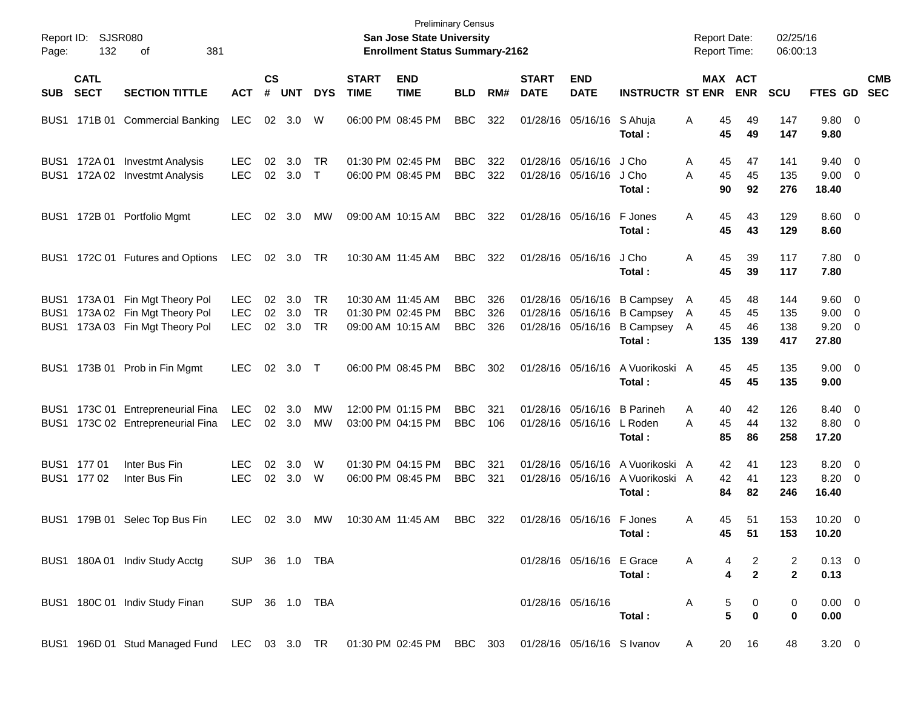Preliminary Census

**San Jose State University**

**Enrollment Status Summary-2162**

Report ID: SJSR080

Report Date: 02/25/16

Report Time: 06:00:13

| SUB | CATL SECT | SECTION TITTLE | ACT | CS # | UNT | DYS | START TIME | END TIME | BLD | RM# | START DATE | END DATE | INSTRUCTR | ST | MAX ENR | ACT ENR | SCU | FTES | GD | CMB SEC |
|---|---|---|---|---|---|---|---|---|---|---|---|---|---|---|---|---|---|---|---|---|
| BUS1 | 171B 01 | Commercial Banking | LEC | 02 | 3.0 | W | 06:00 PM | 08:45 PM | BBC | 322 | 01/28/16 | 05/16/16 | S Ahuja | A | 45 | 49 | 147 | 9.80 | 0 | |
| | | | | | | | | | | | | | **Total :** | | **45** | **49** | **147** | **9.80** | | |
| BUS1 | 172A 01 | Investmt Analysis | LEC | 02 | 3.0 | TR | 01:30 PM | 02:45 PM | BBC | 322 | 01/28/16 | 05/16/16 | J Cho | A | 45 | 47 | 141 | 9.40 | 0 | |
| BUS1 | 172A 02 | Investmt Analysis | LEC | 02 | 3.0 | T | 06:00 PM | 08:45 PM | BBC | 322 | 01/28/16 | 05/16/16 | J Cho | A | 45 | 45 | 135 | 9.00 | 0 | |
| | | | | | | | | | | | | | **Total :** | | **90** | **92** | **276** | **18.40** | | |
| BUS1 | 172B 01 | Portfolio Mgmt | LEC | 02 | 3.0 | MW | 09:00 AM | 10:15 AM | BBC | 322 | 01/28/16 | 05/16/16 | F Jones | A | 45 | 43 | 129 | 8.60 | 0 | |
| | | | | | | | | | | | | | **Total :** | | **45** | **43** | **129** | **8.60** | | |
| BUS1 | 172C 01 | Futures and Options | LEC | 02 | 3.0 | TR | 10:30 AM | 11:45 AM | BBC | 322 | 01/28/16 | 05/16/16 | J Cho | A | 45 | 39 | 117 | 7.80 | 0 | |
| | | | | | | | | | | | | | **Total :** | | **45** | **39** | **117** | **7.80** | | |
| BUS1 | 173A 01 | Fin Mgt Theory Pol | LEC | 02 | 3.0 | TR | 10:30 AM | 11:45 AM | BBC | 326 | 01/28/16 | 05/16/16 | B Campsey | A | 45 | 48 | 144 | 9.60 | 0 | |
| BUS1 | 173A 02 | Fin Mgt Theory Pol | LEC | 02 | 3.0 | TR | 01:30 PM | 02:45 PM | BBC | 326 | 01/28/16 | 05/16/16 | B Campsey | A | 45 | 45 | 135 | 9.00 | 0 | |
| BUS1 | 173A 03 | Fin Mgt Theory Pol | LEC | 02 | 3.0 | TR | 09:00 AM | 10:15 AM | BBC | 326 | 01/28/16 | 05/16/16 | B Campsey | A | 45 | 46 | 138 | 9.20 | 0 | |
| | | | | | | | | | | | | | **Total :** | | **135** | **139** | **417** | **27.80** | | |
| BUS1 | 173B 01 | Prob in Fin Mgmt | LEC | 02 | 3.0 | T | 06:00 PM | 08:45 PM | BBC | 302 | 01/28/16 | 05/16/16 | A Vuorikoski | A | 45 | 45 | 135 | 9.00 | 0 | |
| | | | | | | | | | | | | | **Total :** | | **45** | **45** | **135** | **9.00** | | |
| BUS1 | 173C 01 | Entrepreneurial Fina | LEC | 02 | 3.0 | MW | 12:00 PM | 01:15 PM | BBC | 321 | 01/28/16 | 05/16/16 | B Parineh | A | 40 | 42 | 126 | 8.40 | 0 | |
| BUS1 | 173C 02 | Entrepreneurial Fina | LEC | 02 | 3.0 | MW | 03:00 PM | 04:15 PM | BBC | 106 | 01/28/16 | 05/16/16 | L Roden | A | 45 | 44 | 132 | 8.80 | 0 | |
| | | | | | | | | | | | | | **Total :** | | **85** | **86** | **258** | **17.20** | | |
| BUS1 | 177 01 | Inter Bus Fin | LEC | 02 | 3.0 | W | 01:30 PM | 04:15 PM | BBC | 321 | 01/28/16 | 05/16/16 | A Vuorikoski | A | 42 | 41 | 123 | 8.20 | 0 | |
| BUS1 | 177 02 | Inter Bus Fin | LEC | 02 | 3.0 | W | 06:00 PM | 08:45 PM | BBC | 321 | 01/28/16 | 05/16/16 | A Vuorikoski | A | 42 | 41 | 123 | 8.20 | 0 | |
| | | | | | | | | | | | | | **Total :** | | **84** | **82** | **246** | **16.40** | | |
| BUS1 | 179B 01 | Selec Top Bus Fin | LEC | 02 | 3.0 | MW | 10:30 AM | 11:45 AM | BBC | 322 | 01/28/16 | 05/16/16 | F Jones | A | 45 | 51 | 153 | 10.20 | 0 | |
| | | | | | | | | | | | | | **Total :** | | **45** | **51** | **153** | **10.20** | | |
| BUS1 | 180A 01 | Indiv Study Acctg | SUP | 36 | 1.0 | TBA | | | | | 01/28/16 | 05/16/16 | E Grace | A | 4 | 2 | 2 | 0.13 | 0 | |
| | | | | | | | | | | | | | **Total :** | | **4** | **2** | **2** | **0.13** | | |
| BUS1 | 180C 01 | Indiv Study Finan | SUP | 36 | 1.0 | TBA | | | | | 01/28/16 | 05/16/16 | | A | 5 | 0 | 0 | 0.00 | 0 | |
| | | | | | | | | | | | | | **Total :** | | **5** | **0** | **0** | **0.00** | | |
| BUS1 | 196D 01 | Stud Managed Fund | LEC | 03 | 3.0 | TR | 01:30 PM | 02:45 PM | BBC | 303 | 01/28/16 | 05/16/16 | S Ivanov | A | 20 | 16 | 48 | 3.20 | 0 | |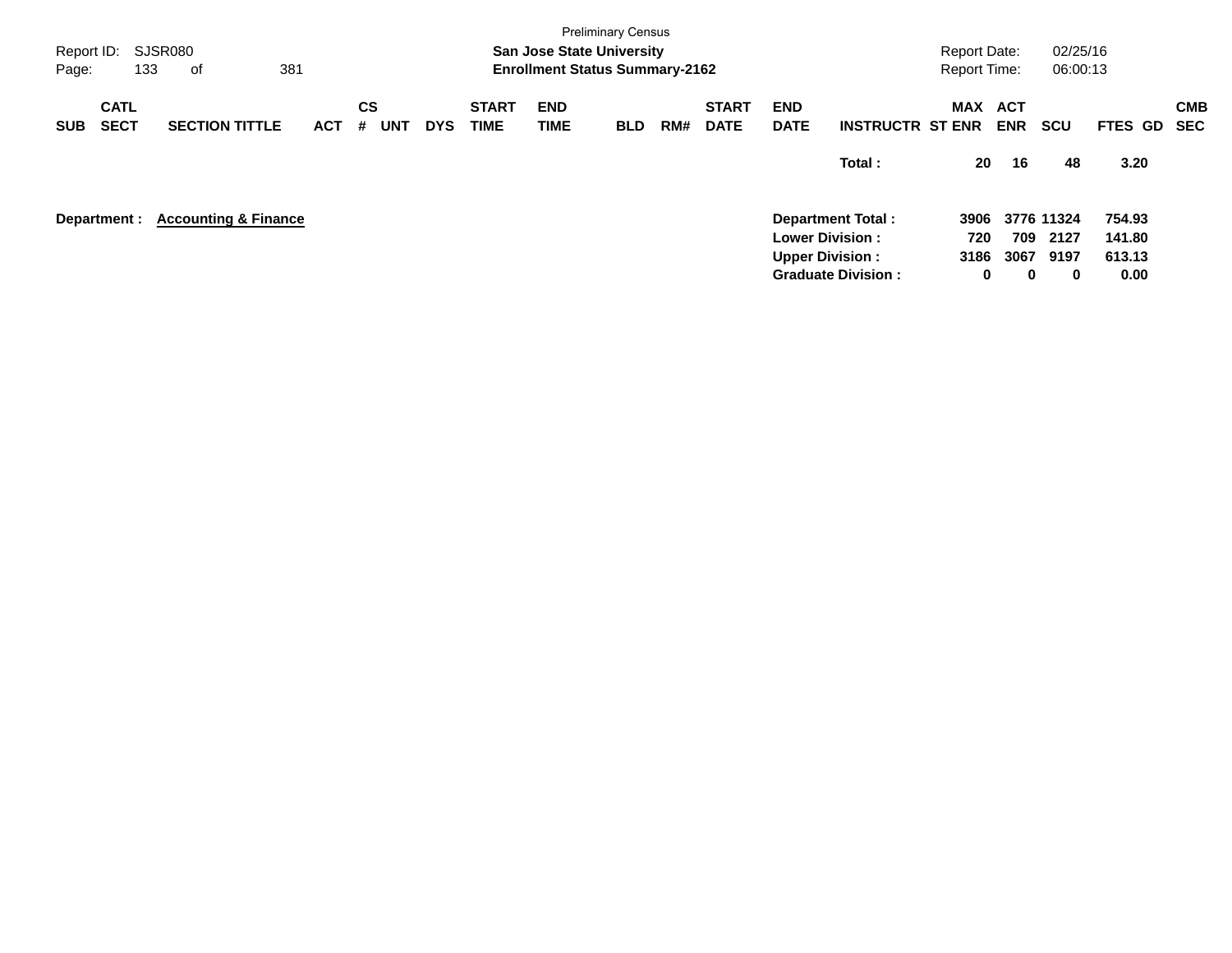Preliminary Census

**San Jose State University**
**Enrollment Status Summary-2162**

Report ID: SJSR080
Report Date: 02/25/16
Report Time: 06:00:13

| SUB | CATL SECT | SECTION TITTLE | ACT | CS # | UNT | DYS | START TIME | END TIME | BLD | RM# | START DATE | END DATE | INSTRUCTR | MAX ST ENR | ACT ENR | SCU | FTES | GD | CMB SEC |
|---|---|---|---|---|---|---|---|---|---|---|---|---|---|---|---|---|---|---|---|
| | | | | | | | | | | | | | **Total :** | **20** | **16** | **48** | **3.20** | | |

**Department :** **Accounting & Finance**

| | MAX ST ENR | ACT ENR | SCU | FTES |
|---|---|---|---|---|
| **Department Total :** | **3906** | **3776** | **11324** | **754.93** |
| **Lower Division :** | **720** | **709** | **2127** | **141.80** |
| **Upper Division :** | **3186** | **3067** | **9197** | **613.13** |
| **Graduate Division :** | **0** | **0** | **0** | **0.00** |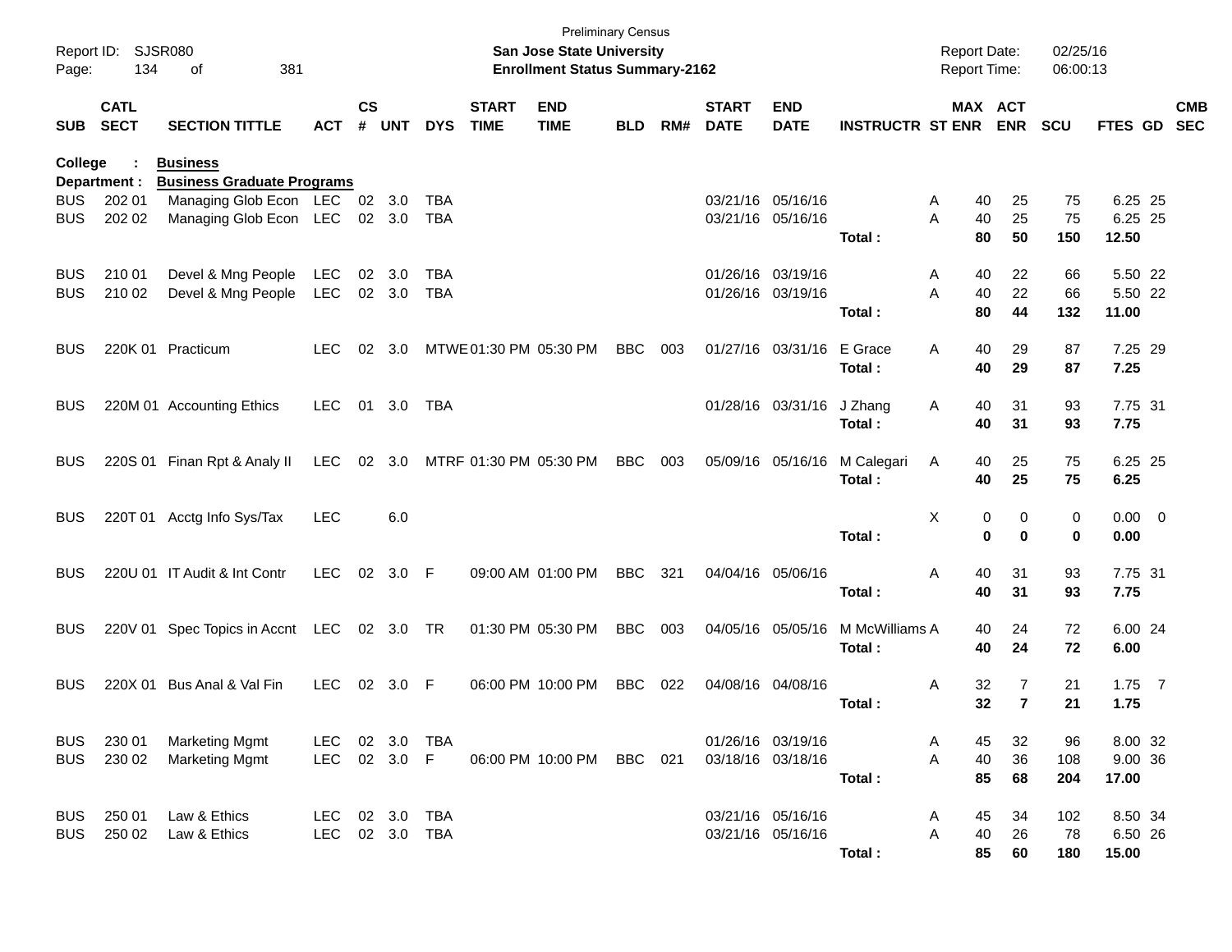Preliminary Census
**San Jose State University**
**Enrollment Status Summary-2162**

Report ID: SJSR080
Report Date: 02/25/16
Report Time: 06:00:13

**College : Business**
**Department : Business Graduate Programs**

| SUB | CATL SECT | SECTION TITTLE | ACT | CS # | UNT | DYS | START TIME | END TIME | BLD | RM# | START DATE | END DATE | INSTRUCTR | ST | MAX ENR | ACT ENR | SCU | FTES | GD | CMB SEC |
|---|---|---|---|---|---|---|---|---|---|---|---|---|---|---|---|---|---|---|---|---|
| BUS | 202 01 | Managing Glob Econ | LEC | 02 | 3.0 | TBA | | | | | 03/21/16 | 05/16/16 | | A | 40 | 25 | 75 | 6.25 | 25 | |
| BUS | 202 02 | Managing Glob Econ | LEC | 02 | 3.0 | TBA | | | | | 03/21/16 | 05/16/16 | | A | 40 | 25 | 75 | 6.25 | 25 | |
| | | | | | | | | | | | | | **Total :** | | **80** | **50** | **150** | **12.50** | | |
| BUS | 210 01 | Devel & Mng People | LEC | 02 | 3.0 | TBA | | | | | 01/26/16 | 03/19/16 | | A | 40 | 22 | 66 | 5.50 | 22 | |
| BUS | 210 02 | Devel & Mng People | LEC | 02 | 3.0 | TBA | | | | | 01/26/16 | 03/19/16 | | A | 40 | 22 | 66 | 5.50 | 22 | |
| | | | | | | | | | | | | | **Total :** | | **80** | **44** | **132** | **11.00** | | |
| BUS | 220K 01 | Practicum | LEC | 02 | 3.0 | MTWE | 01:30 PM | 05:30 PM | BBC | 003 | 01/27/16 | 03/31/16 | E Grace | A | 40 | 29 | 87 | 7.25 | 29 | |
| | | | | | | | | | | | | | **Total :** | | **40** | **29** | **87** | **7.25** | | |
| BUS | 220M 01 | Accounting Ethics | LEC | 01 | 3.0 | TBA | | | | | 01/28/16 | 03/31/16 | J Zhang | A | 40 | 31 | 93 | 7.75 | 31 | |
| | | | | | | | | | | | | | **Total :** | | **40** | **31** | **93** | **7.75** | | |
| BUS | 220S 01 | Finan Rpt & Analy II | LEC | 02 | 3.0 | MTRF | 01:30 PM | 05:30 PM | BBC | 003 | 05/09/16 | 05/16/16 | M Calegari | A | 40 | 25 | 75 | 6.25 | 25 | |
| | | | | | | | | | | | | | **Total :** | | **40** | **25** | **75** | **6.25** | | |
| BUS | 220T 01 | Acctg Info Sys/Tax | LEC | | 6.0 | | | | | | | | | X | 0 | 0 | 0 | 0.00 | 0 | |
| | | | | | | | | | | | | | **Total :** | | **0** | **0** | **0** | **0.00** | | |
| BUS | 220U 01 | IT Audit & Int Contr | LEC | 02 | 3.0 | F | 09:00 AM | 01:00 PM | BBC | 321 | 04/04/16 | 05/06/16 | | A | 40 | 31 | 93 | 7.75 | 31 | |
| | | | | | | | | | | | | | **Total :** | | **40** | **31** | **93** | **7.75** | | |
| BUS | 220V 01 | Spec Topics in Accnt | LEC | 02 | 3.0 | TR | 01:30 PM | 05:30 PM | BBC | 003 | 04/05/16 | 05/05/16 | M McWilliams | A | 40 | 24 | 72 | 6.00 | 24 | |
| | | | | | | | | | | | | | **Total :** | | **40** | **24** | **72** | **6.00** | | |
| BUS | 220X 01 | Bus Anal & Val Fin | LEC | 02 | 3.0 | F | 06:00 PM | 10:00 PM | BBC | 022 | 04/08/16 | 04/08/16 | | A | 32 | 7 | 21 | 1.75 | 7 | |
| | | | | | | | | | | | | | **Total :** | | **32** | **7** | **21** | **1.75** | | |
| BUS | 230 01 | Marketing Mgmt | LEC | 02 | 3.0 | TBA | | | | | 01/26/16 | 03/19/16 | | A | 45 | 32 | 96 | 8.00 | 32 | |
| BUS | 230 02 | Marketing Mgmt | LEC | 02 | 3.0 | F | 06:00 PM | 10:00 PM | BBC | 021 | 03/18/16 | 03/18/16 | | A | 40 | 36 | 108 | 9.00 | 36 | |
| | | | | | | | | | | | | | **Total :** | | **85** | **68** | **204** | **17.00** | | |
| BUS | 250 01 | Law & Ethics | LEC | 02 | 3.0 | TBA | | | | | 03/21/16 | 05/16/16 | | A | 45 | 34 | 102 | 8.50 | 34 | |
| BUS | 250 02 | Law & Ethics | LEC | 02 | 3.0 | TBA | | | | | 03/21/16 | 05/16/16 | | A | 40 | 26 | 78 | 6.50 | 26 | |
| | | | | | | | | | | | | | **Total :** | | **85** | **60** | **180** | **15.00** | | |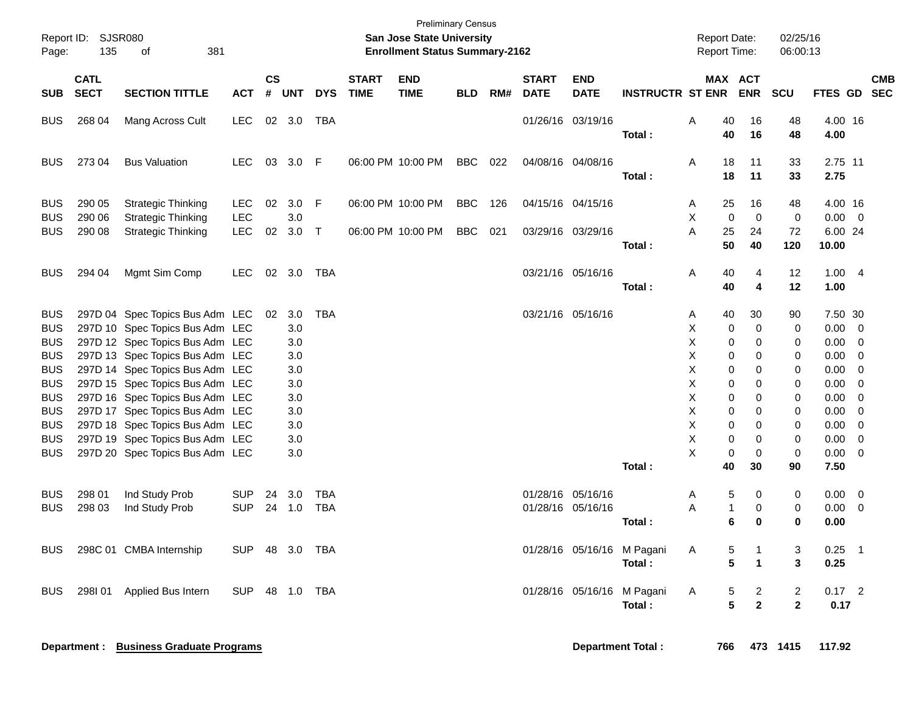Preliminary Census

Report ID: SJSR080 | **San Jose State University** | Report Date: 02/25/16
**Enrollment Status Summary-2162** | Report Time: 06:00:13

| SUB | CATL SECT | SECTION TITTLE | ACT | CS # | UNT | DYS | START TIME | END TIME | BLD | RM# | START DATE | END DATE | INSTRUCTR | ST | MAX ENR | ACT ENR | SCU | FTES | GD | CMB SEC |
|---|---|---|---|---|---|---|---|---|---|---|---|---|---|---|---|---|---|---|---|---|
| BUS | 268 04 | Mang Across Cult | LEC | 02 | 3.0 | TBA | | | | | 01/26/16 | 03/19/16 | | A | 40 | 16 | 48 | 4.00 | 16 | |
| | | | | | | | | | | | | | **Total :** | | **40** | **16** | **48** | **4.00** | | |
| BUS | 273 04 | Bus Valuation | LEC | 03 | 3.0 | F | 06:00 PM | 10:00 PM | BBC | 022 | 04/08/16 | 04/08/16 | | A | 18 | 11 | 33 | 2.75 | 11 | |
| | | | | | | | | | | | | | **Total :** | | **18** | **11** | **33** | **2.75** | | |
| BUS | 290 05 | Strategic Thinking | LEC | 02 | 3.0 | F | 06:00 PM | 10:00 PM | BBC | 126 | 04/15/16 | 04/15/16 | | A | 25 | 16 | 48 | 4.00 | 16 | |
| BUS | 290 06 | Strategic Thinking | LEC | | 3.0 | | | | | | | | | X | 0 | 0 | 0 | 0.00 | 0 | |
| BUS | 290 08 | Strategic Thinking | LEC | 02 | 3.0 | T | 06:00 PM | 10:00 PM | BBC | 021 | 03/29/16 | 03/29/16 | | A | 25 | 24 | 72 | 6.00 | 24 | |
| | | | | | | | | | | | | | **Total :** | | **50** | **40** | **120** | **10.00** | | |
| BUS | 294 04 | Mgmt Sim Comp | LEC | 02 | 3.0 | TBA | | | | | 03/21/16 | 05/16/16 | | A | 40 | 4 | 12 | 1.00 | 4 | |
| | | | | | | | | | | | | | **Total :** | | **40** | **4** | **12** | **1.00** | | |
| BUS | 297D 04 | Spec Topics Bus Adm | LEC | 02 | 3.0 | TBA | | | | | 03/21/16 | 05/16/16 | | A | 40 | 30 | 90 | 7.50 | 30 | |
| BUS | 297D 10 | Spec Topics Bus Adm | LEC | | 3.0 | | | | | | | | | X | 0 | 0 | 0 | 0.00 | 0 | |
| BUS | 297D 12 | Spec Topics Bus Adm | LEC | | 3.0 | | | | | | | | | X | 0 | 0 | 0 | 0.00 | 0 | |
| BUS | 297D 13 | Spec Topics Bus Adm | LEC | | 3.0 | | | | | | | | | X | 0 | 0 | 0 | 0.00 | 0 | |
| BUS | 297D 14 | Spec Topics Bus Adm | LEC | | 3.0 | | | | | | | | | X | 0 | 0 | 0 | 0.00 | 0 | |
| BUS | 297D 15 | Spec Topics Bus Adm | LEC | | 3.0 | | | | | | | | | X | 0 | 0 | 0 | 0.00 | 0 | |
| BUS | 297D 16 | Spec Topics Bus Adm | LEC | | 3.0 | | | | | | | | | X | 0 | 0 | 0 | 0.00 | 0 | |
| BUS | 297D 17 | Spec Topics Bus Adm | LEC | | 3.0 | | | | | | | | | X | 0 | 0 | 0 | 0.00 | 0 | |
| BUS | 297D 18 | Spec Topics Bus Adm | LEC | | 3.0 | | | | | | | | | X | 0 | 0 | 0 | 0.00 | 0 | |
| BUS | 297D 19 | Spec Topics Bus Adm | LEC | | 3.0 | | | | | | | | | X | 0 | 0 | 0 | 0.00 | 0 | |
| BUS | 297D 20 | Spec Topics Bus Adm | LEC | | 3.0 | | | | | | | | | X | 0 | 0 | 0 | 0.00 | 0 | |
| | | | | | | | | | | | | | **Total :** | | **40** | **30** | **90** | **7.50** | | |
| BUS | 298 01 | Ind Study Prob | SUP | 24 | 3.0 | TBA | | | | | 01/28/16 | 05/16/16 | | A | 5 | 0 | 0 | 0.00 | 0 | |
| BUS | 298 03 | Ind Study Prob | SUP | 24 | 1.0 | TBA | | | | | 01/28/16 | 05/16/16 | | A | 1 | 0 | 0 | 0.00 | 0 | |
| | | | | | | | | | | | | | **Total :** | | **6** | **0** | **0** | **0.00** | | |
| BUS | 298C 01 | CMBA Internship | SUP | 48 | 3.0 | TBA | | | | | 01/28/16 | 05/16/16 | M Pagani | A | 5 | 1 | 3 | 0.25 | 1 | |
| | | | | | | | | | | | | | **Total :** | | **5** | **1** | **3** | **0.25** | | |
| BUS | 298I 01 | Applied Bus Intern | SUP | 48 | 1.0 | TBA | | | | | 01/28/16 | 05/16/16 | M Pagani | A | 5 | 2 | 2 | 0.17 | 2 | |
| | | | | | | | | | | | | | **Total :** | | **5** | **2** | **2** | **0.17** | | |

**Department : Business Graduate Programs** | **Department Total : 766 | 473 | 1415 | 117.92**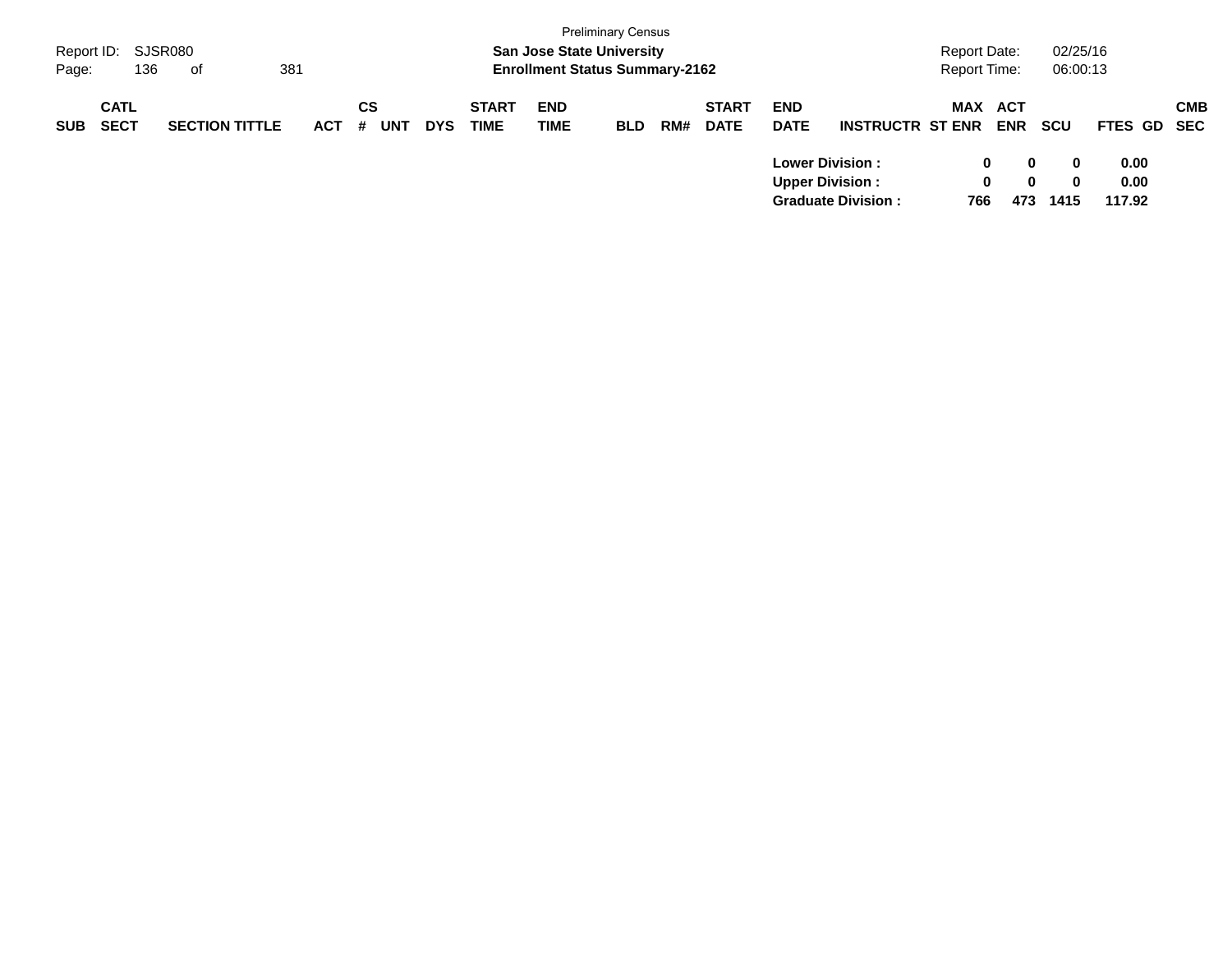Preliminary Census

**San Jose State University**

**Enrollment Status Summary-2162**

Report ID: SJSR080

Report Date: 02/25/16

Report Time: 06:00:13

| SUB | CATL SECT | SECTION TITTLE | ACT | CS # | UNT | DYS | START TIME | END TIME | BLD | RM# | START DATE | END DATE | INSTRUCTR | ST | MAX ENR | ACT ENR | SCU | FTES | GD | CMB SEC |
|---|---|---|---|---|---|---|---|---|---|---|---|---|---|---|---|---|---|---|---|---|
| | | | | | | | | | | | | **Lower Division :** | | | **0** | **0** | **0** | **0.00** | | |
| | | | | | | | | | | | | **Upper Division :** | | | **0** | **0** | **0** | **0.00** | | |
| | | | | | | | | | | | | **Graduate Division :** | | | **766** | **473** | **1415** | **117.92** | | |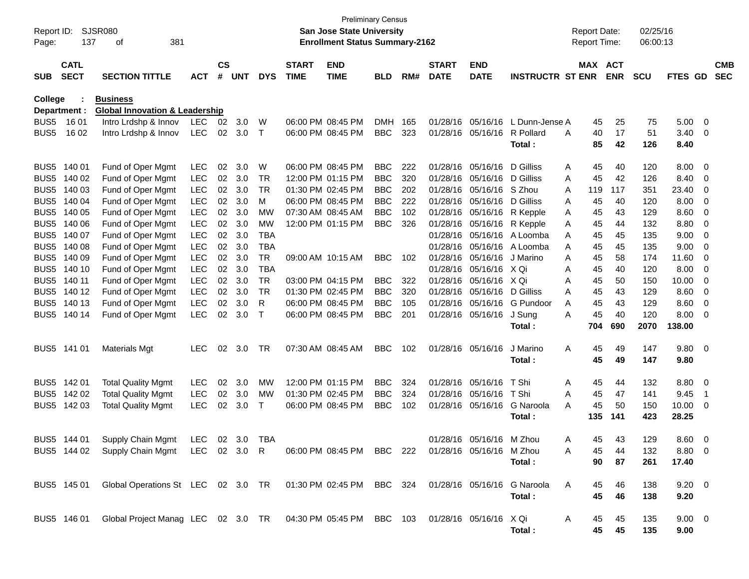Preliminary Census
San Jose State University
Enrollment Status Summary-2162

Report ID: SJSR080
Page: 137 of 381

Report Date: 02/25/16
Report Time: 06:00:13

**College : Business**
**Department : Global Innovation & Leadership**

| SUB | CATL SECT | SECTION TITTLE | ACT | CS # | UNT | DYS | START TIME | END TIME | BLD | RM# | START DATE | END DATE | INSTRUCTR | ST | MAX ENR | ACT ENR | SCU | FTES | GD | CMB SEC |
|---|---|---|---|---|---|---|---|---|---|---|---|---|---|---|---|---|---|---|---|---|
| BUS5 | 16 01 | Intro Lrdshp & Innov | LEC | 02 | 3.0 | W | 06:00 PM | 08:45 PM | DMH | 165 | 01/28/16 | 05/16/16 | L Dunn-Jense | A | 45 | 25 | 75 | 5.00 | 0 | |
| BUS5 | 16 02 | Intro Lrdshp & Innov | LEC | 02 | 3.0 | T | 06:00 PM | 08:45 PM | BBC | 323 | 01/28/16 | 05/16/16 | R Pollard | A | 40 | 17 | 51 | 3.40 | 0 | |
| | | | | | | | | | | | | | **Total :** | | **85** | **42** | **126** | **8.40** | | |
| BUS5 | 140 01 | Fund of Oper Mgmt | LEC | 02 | 3.0 | W | 06:00 PM | 08:45 PM | BBC | 222 | 01/28/16 | 05/16/16 | D Gilliss | A | 45 | 40 | 120 | 8.00 | 0 | |
| BUS5 | 140 02 | Fund of Oper Mgmt | LEC | 02 | 3.0 | TR | 12:00 PM | 01:15 PM | BBC | 320 | 01/28/16 | 05/16/16 | D Gilliss | A | 45 | 42 | 126 | 8.40 | 0 | |
| BUS5 | 140 03 | Fund of Oper Mgmt | LEC | 02 | 3.0 | TR | 01:30 PM | 02:45 PM | BBC | 202 | 01/28/16 | 05/16/16 | S Zhou | A | 119 | 117 | 351 | 23.40 | 0 | |
| BUS5 | 140 04 | Fund of Oper Mgmt | LEC | 02 | 3.0 | M | 06:00 PM | 08:45 PM | BBC | 222 | 01/28/16 | 05/16/16 | D Gilliss | A | 45 | 40 | 120 | 8.00 | 0 | |
| BUS5 | 140 05 | Fund of Oper Mgmt | LEC | 02 | 3.0 | MW | 07:30 AM | 08:45 AM | BBC | 102 | 01/28/16 | 05/16/16 | R Kepple | A | 45 | 43 | 129 | 8.60 | 0 | |
| BUS5 | 140 06 | Fund of Oper Mgmt | LEC | 02 | 3.0 | MW | 12:00 PM | 01:15 PM | BBC | 326 | 01/28/16 | 05/16/16 | R Kepple | A | 45 | 44 | 132 | 8.80 | 0 | |
| BUS5 | 140 07 | Fund of Oper Mgmt | LEC | 02 | 3.0 | TBA | | | | | 01/28/16 | 05/16/16 | A Loomba | A | 45 | 45 | 135 | 9.00 | 0 | |
| BUS5 | 140 08 | Fund of Oper Mgmt | LEC | 02 | 3.0 | TBA | | | | | 01/28/16 | 05/16/16 | A Loomba | A | 45 | 45 | 135 | 9.00 | 0 | |
| BUS5 | 140 09 | Fund of Oper Mgmt | LEC | 02 | 3.0 | TR | 09:00 AM | 10:15 AM | BBC | 102 | 01/28/16 | 05/16/16 | J Marino | A | 45 | 58 | 174 | 11.60 | 0 | |
| BUS5 | 140 10 | Fund of Oper Mgmt | LEC | 02 | 3.0 | TBA | | | | | 01/28/16 | 05/16/16 | X Qi | A | 45 | 40 | 120 | 8.00 | 0 | |
| BUS5 | 140 11 | Fund of Oper Mgmt | LEC | 02 | 3.0 | TR | 03:00 PM | 04:15 PM | BBC | 322 | 01/28/16 | 05/16/16 | X Qi | A | 45 | 50 | 150 | 10.00 | 0 | |
| BUS5 | 140 12 | Fund of Oper Mgmt | LEC | 02 | 3.0 | TR | 01:30 PM | 02:45 PM | BBC | 320 | 01/28/16 | 05/16/16 | D Gilliss | A | 45 | 43 | 129 | 8.60 | 0 | |
| BUS5 | 140 13 | Fund of Oper Mgmt | LEC | 02 | 3.0 | R | 06:00 PM | 08:45 PM | BBC | 105 | 01/28/16 | 05/16/16 | G Pundoor | A | 45 | 43 | 129 | 8.60 | 0 | |
| BUS5 | 140 14 | Fund of Oper Mgmt | LEC | 02 | 3.0 | T | 06:00 PM | 08:45 PM | BBC | 201 | 01/28/16 | 05/16/16 | J Sung | A | 45 | 40 | 120 | 8.00 | 0 | |
| | | | | | | | | | | | | | **Total :** | | **704** | **690** | **2070** | **138.00** | | |
| BUS5 | 141 01 | Materials Mgt | LEC | 02 | 3.0 | TR | 07:30 AM | 08:45 AM | BBC | 102 | 01/28/16 | 05/16/16 | J Marino | A | 45 | 49 | 147 | 9.80 | 0 | |
| | | | | | | | | | | | | | **Total :** | | **45** | **49** | **147** | **9.80** | | |
| BUS5 | 142 01 | Total Quality Mgmt | LEC | 02 | 3.0 | MW | 12:00 PM | 01:15 PM | BBC | 324 | 01/28/16 | 05/16/16 | T Shi | A | 45 | 44 | 132 | 8.80 | 0 | |
| BUS5 | 142 02 | Total Quality Mgmt | LEC | 02 | 3.0 | MW | 01:30 PM | 02:45 PM | BBC | 324 | 01/28/16 | 05/16/16 | T Shi | A | 45 | 47 | 141 | 9.45 | 1 | |
| BUS5 | 142 03 | Total Quality Mgmt | LEC | 02 | 3.0 | T | 06:00 PM | 08:45 PM | BBC | 102 | 01/28/16 | 05/16/16 | G Naroola | A | 45 | 50 | 150 | 10.00 | 0 | |
| | | | | | | | | | | | | | **Total :** | | **135** | **141** | **423** | **28.25** | | |
| BUS5 | 144 01 | Supply Chain Mgmt | LEC | 02 | 3.0 | TBA | | | | | 01/28/16 | 05/16/16 | M Zhou | A | 45 | 43 | 129 | 8.60 | 0 | |
| BUS5 | 144 02 | Supply Chain Mgmt | LEC | 02 | 3.0 | R | 06:00 PM | 08:45 PM | BBC | 222 | 01/28/16 | 05/16/16 | M Zhou | A | 45 | 44 | 132 | 8.80 | 0 | |
| | | | | | | | | | | | | | **Total :** | | **90** | **87** | **261** | **17.40** | | |
| BUS5 | 145 01 | Global Operations St | LEC | 02 | 3.0 | TR | 01:30 PM | 02:45 PM | BBC | 324 | 01/28/16 | 05/16/16 | G Naroola | A | 45 | 46 | 138 | 9.20 | 0 | |
| | | | | | | | | | | | | | **Total :** | | **45** | **46** | **138** | **9.20** | | |
| BUS5 | 146 01 | Global Project Manag | LEC | 02 | 3.0 | TR | 04:30 PM | 05:45 PM | BBC | 103 | 01/28/16 | 05/16/16 | X Qi | A | 45 | 45 | 135 | 9.00 | 0 | |
| | | | | | | | | | | | | | **Total :** | | **45** | **45** | **135** | **9.00** | | |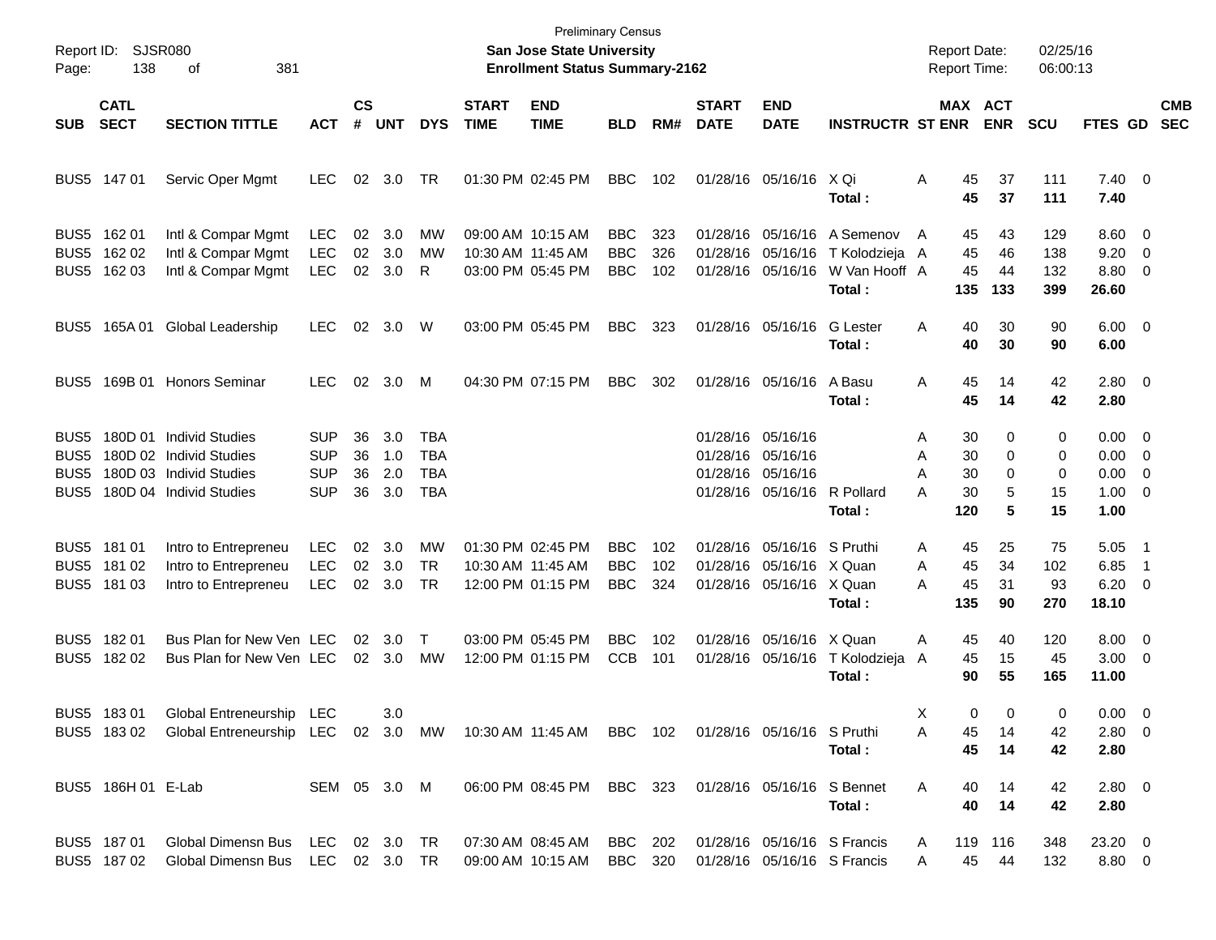Preliminary Census

Report ID: SJSR080 | **San Jose State University** | Report Date: 02/25/16
Page: 138 of 381 | **Enrollment Status Summary-2162** | Report Time: 06:00:13

| SUB | CATL SECT | SECTION TITTLE | ACT | CS # | UNT | DYS | START TIME | END TIME | BLD | RM# | START DATE | END DATE | INSTRUCTR | ST | MAX ENR | ACT ENR | SCU | FTES | GD | CMB SEC |
|---|---|---|---|---|---|---|---|---|---|---|---|---|---|---|---|---|---|---|---|---|
| BUS5 | 147 01 | Servic Oper Mgmt | LEC | 02 | 3.0 | TR | 01:30 PM | 02:45 PM | BBC | 102 | 01/28/16 | 05/16/16 | X Qi | A | 45 | 37 | 111 | 7.40 | 0 | |
| | | | | | | | | | | | | | **Total :** | | **45** | **37** | **111** | **7.40** | | |
| BUS5 | 162 01 | Intl & Compar Mgmt | LEC | 02 | 3.0 | MW | 09:00 AM | 10:15 AM | BBC | 323 | 01/28/16 | 05/16/16 | A Semenov | A | 45 | 43 | 129 | 8.60 | 0 | |
| BUS5 | 162 02 | Intl & Compar Mgmt | LEC | 02 | 3.0 | MW | 10:30 AM | 11:45 AM | BBC | 326 | 01/28/16 | 05/16/16 | T Kolodzieja | A | 45 | 46 | 138 | 9.20 | 0 | |
| BUS5 | 162 03 | Intl & Compar Mgmt | LEC | 02 | 3.0 | R | 03:00 PM | 05:45 PM | BBC | 102 | 01/28/16 | 05/16/16 | W Van Hooff | A | 45 | 44 | 132 | 8.80 | 0 | |
| | | | | | | | | | | | | | **Total :** | | **135** | **133** | **399** | **26.60** | | |
| BUS5 | 165A 01 | Global Leadership | LEC | 02 | 3.0 | W | 03:00 PM | 05:45 PM | BBC | 323 | 01/28/16 | 05/16/16 | G Lester | A | 40 | 30 | 90 | 6.00 | 0 | |
| | | | | | | | | | | | | | **Total :** | | **40** | **30** | **90** | **6.00** | | |
| BUS5 | 169B 01 | Honors Seminar | LEC | 02 | 3.0 | M | 04:30 PM | 07:15 PM | BBC | 302 | 01/28/16 | 05/16/16 | A Basu | A | 45 | 14 | 42 | 2.80 | 0 | |
| | | | | | | | | | | | | | **Total :** | | **45** | **14** | **42** | **2.80** | | |
| BUS5 | 180D 01 | Individ Studies | SUP | 36 | 3.0 | TBA | | | | | 01/28/16 | 05/16/16 | | A | 30 | 0 | 0 | 0.00 | 0 | |
| BUS5 | 180D 02 | Individ Studies | SUP | 36 | 1.0 | TBA | | | | | 01/28/16 | 05/16/16 | | A | 30 | 0 | 0 | 0.00 | 0 | |
| BUS5 | 180D 03 | Individ Studies | SUP | 36 | 2.0 | TBA | | | | | 01/28/16 | 05/16/16 | | A | 30 | 0 | 0 | 0.00 | 0 | |
| BUS5 | 180D 04 | Individ Studies | SUP | 36 | 3.0 | TBA | | | | | 01/28/16 | 05/16/16 | R Pollard | A | 30 | 5 | 15 | 1.00 | 0 | |
| | | | | | | | | | | | | | **Total :** | | **120** | **5** | **15** | **1.00** | | |
| BUS5 | 181 01 | Intro to Entrepreneu | LEC | 02 | 3.0 | MW | 01:30 PM | 02:45 PM | BBC | 102 | 01/28/16 | 05/16/16 | S Pruthi | A | 45 | 25 | 75 | 5.05 | 1 | |
| BUS5 | 181 02 | Intro to Entrepreneu | LEC | 02 | 3.0 | TR | 10:30 AM | 11:45 AM | BBC | 102 | 01/28/16 | 05/16/16 | X Quan | A | 45 | 34 | 102 | 6.85 | 1 | |
| BUS5 | 181 03 | Intro to Entrepreneu | LEC | 02 | 3.0 | TR | 12:00 PM | 01:15 PM | BBC | 324 | 01/28/16 | 05/16/16 | X Quan | A | 45 | 31 | 93 | 6.20 | 0 | |
| | | | | | | | | | | | | | **Total :** | | **135** | **90** | **270** | **18.10** | | |
| BUS5 | 182 01 | Bus Plan for New Ven | LEC | 02 | 3.0 | T | 03:00 PM | 05:45 PM | BBC | 102 | 01/28/16 | 05/16/16 | X Quan | A | 45 | 40 | 120 | 8.00 | 0 | |
| BUS5 | 182 02 | Bus Plan for New Ven | LEC | 02 | 3.0 | MW | 12:00 PM | 01:15 PM | CCB | 101 | 01/28/16 | 05/16/16 | T Kolodzieja | A | 45 | 15 | 45 | 3.00 | 0 | |
| | | | | | | | | | | | | | **Total :** | | **90** | **55** | **165** | **11.00** | | |
| BUS5 | 183 01 | Global Entreneurship | LEC | | 3.0 | | | | | | | | | X | 0 | 0 | 0 | 0.00 | 0 | |
| BUS5 | 183 02 | Global Entreneurship | LEC | 02 | 3.0 | MW | 10:30 AM | 11:45 AM | BBC | 102 | 01/28/16 | 05/16/16 | S Pruthi | A | 45 | 14 | 42 | 2.80 | 0 | |
| | | | | | | | | | | | | | **Total :** | | **45** | **14** | **42** | **2.80** | | |
| BUS5 | 186H 01 | E-Lab | SEM | 05 | 3.0 | M | 06:00 PM | 08:45 PM | BBC | 323 | 01/28/16 | 05/16/16 | S Bennet | A | 40 | 14 | 42 | 2.80 | 0 | |
| | | | | | | | | | | | | | **Total :** | | **40** | **14** | **42** | **2.80** | | |
| BUS5 | 187 01 | Global Dimensn Bus | LEC | 02 | 3.0 | TR | 07:30 AM | 08:45 AM | BBC | 202 | 01/28/16 | 05/16/16 | S Francis | A | 119 | 116 | 348 | 23.20 | 0 | |
| BUS5 | 187 02 | Global Dimensn Bus | LEC | 02 | 3.0 | TR | 09:00 AM | 10:15 AM | BBC | 320 | 01/28/16 | 05/16/16 | S Francis | A | 45 | 44 | 132 | 8.80 | 0 | |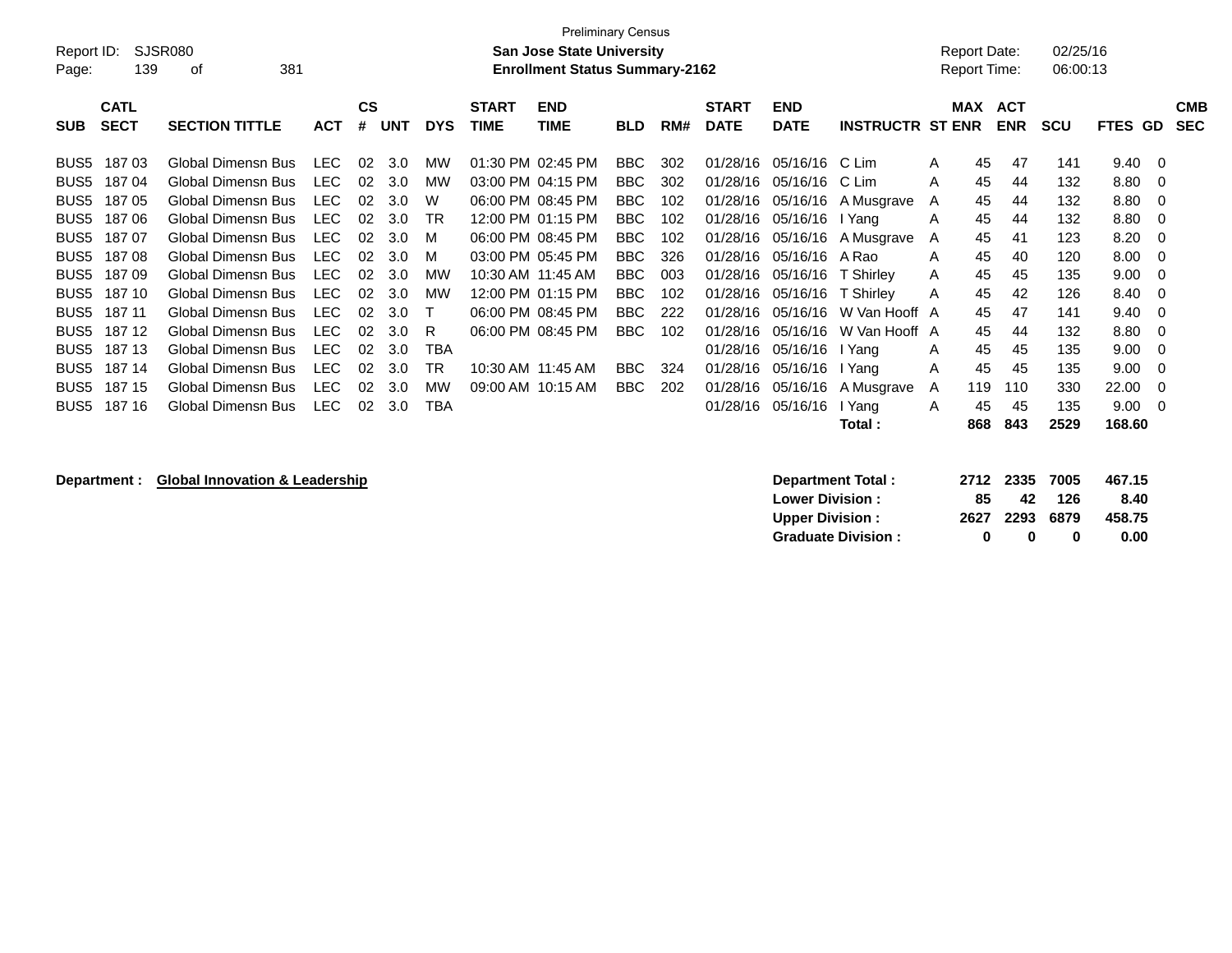Preliminary Census

Report ID: SJSR080

**San Jose State University**

**Enrollment Status Summary-2162**

Report Date: 02/25/16

Report Time: 06:00:13

| SUB | CATL SECT | SECTION TITTLE | ACT | CS # | UNT | DYS | START TIME | END TIME | BLD | RM# | START DATE | END DATE | INSTRUCTR | ST | MAX ENR | ACT ENR | SCU | FTES | GD | CMB SEC |
|---|---|---|---|---|---|---|---|---|---|---|---|---|---|---|---|---|---|---|---|---|
| BUS5 | 187 03 | Global Dimensn Bus | LEC | 02 | 3.0 | MW | 01:30 PM | 02:45 PM | BBC | 302 | 01/28/16 | 05/16/16 | C Lim | A | 45 | 47 | 141 | 9.40 | 0 | |
| BUS5 | 187 04 | Global Dimensn Bus | LEC | 02 | 3.0 | MW | 03:00 PM | 04:15 PM | BBC | 302 | 01/28/16 | 05/16/16 | C Lim | A | 45 | 44 | 132 | 8.80 | 0 | |
| BUS5 | 187 05 | Global Dimensn Bus | LEC | 02 | 3.0 | W | 06:00 PM | 08:45 PM | BBC | 102 | 01/28/16 | 05/16/16 | A Musgrave | A | 45 | 44 | 132 | 8.80 | 0 | |
| BUS5 | 187 06 | Global Dimensn Bus | LEC | 02 | 3.0 | TR | 12:00 PM | 01:15 PM | BBC | 102 | 01/28/16 | 05/16/16 | I Yang | A | 45 | 44 | 132 | 8.80 | 0 | |
| BUS5 | 187 07 | Global Dimensn Bus | LEC | 02 | 3.0 | M | 06:00 PM | 08:45 PM | BBC | 102 | 01/28/16 | 05/16/16 | A Musgrave | A | 45 | 41 | 123 | 8.20 | 0 | |
| BUS5 | 187 08 | Global Dimensn Bus | LEC | 02 | 3.0 | M | 03:00 PM | 05:45 PM | BBC | 326 | 01/28/16 | 05/16/16 | A Rao | A | 45 | 40 | 120 | 8.00 | 0 | |
| BUS5 | 187 09 | Global Dimensn Bus | LEC | 02 | 3.0 | MW | 10:30 AM | 11:45 AM | BBC | 003 | 01/28/16 | 05/16/16 | T Shirley | A | 45 | 45 | 135 | 9.00 | 0 | |
| BUS5 | 187 10 | Global Dimensn Bus | LEC | 02 | 3.0 | MW | 12:00 PM | 01:15 PM | BBC | 102 | 01/28/16 | 05/16/16 | T Shirley | A | 45 | 42 | 126 | 8.40 | 0 | |
| BUS5 | 187 11 | Global Dimensn Bus | LEC | 02 | 3.0 | T | 06:00 PM | 08:45 PM | BBC | 222 | 01/28/16 | 05/16/16 | W Van Hooff | A | 45 | 47 | 141 | 9.40 | 0 | |
| BUS5 | 187 12 | Global Dimensn Bus | LEC | 02 | 3.0 | R | 06:00 PM | 08:45 PM | BBC | 102 | 01/28/16 | 05/16/16 | W Van Hooff | A | 45 | 44 | 132 | 8.80 | 0 | |
| BUS5 | 187 13 | Global Dimensn Bus | LEC | 02 | 3.0 | TBA | | | | | 01/28/16 | 05/16/16 | I Yang | A | 45 | 45 | 135 | 9.00 | 0 | |
| BUS5 | 187 14 | Global Dimensn Bus | LEC | 02 | 3.0 | TR | 10:30 AM | 11:45 AM | BBC | 324 | 01/28/16 | 05/16/16 | I Yang | A | 45 | 45 | 135 | 9.00 | 0 | |
| BUS5 | 187 15 | Global Dimensn Bus | LEC | 02 | 3.0 | MW | 09:00 AM | 10:15 AM | BBC | 202 | 01/28/16 | 05/16/16 | A Musgrave | A | 119 | 110 | 330 | 22.00 | 0 | |
| BUS5 | 187 16 | Global Dimensn Bus | LEC | 02 | 3.0 | TBA | | | | | 01/28/16 | 05/16/16 | I Yang | A | 45 | 45 | 135 | 9.00 | 0 | |
| | | | | | | | | | | | | | **Total :** | | **868** | **843** | **2529** | **168.60** | | |

**Department : Global Innovation & Leadership**

| | MAX ENR | ACT ENR | SCU | FTES |
|---|---|---|---|---|
| **Department Total :** | **2712** | **2335** | **7005** | **467.15** |
| **Lower Division :** | **85** | **42** | **126** | **8.40** |
| **Upper Division :** | **2627** | **2293** | **6879** | **458.75** |
| **Graduate Division :** | **0** | **0** | **0** | **0.00** |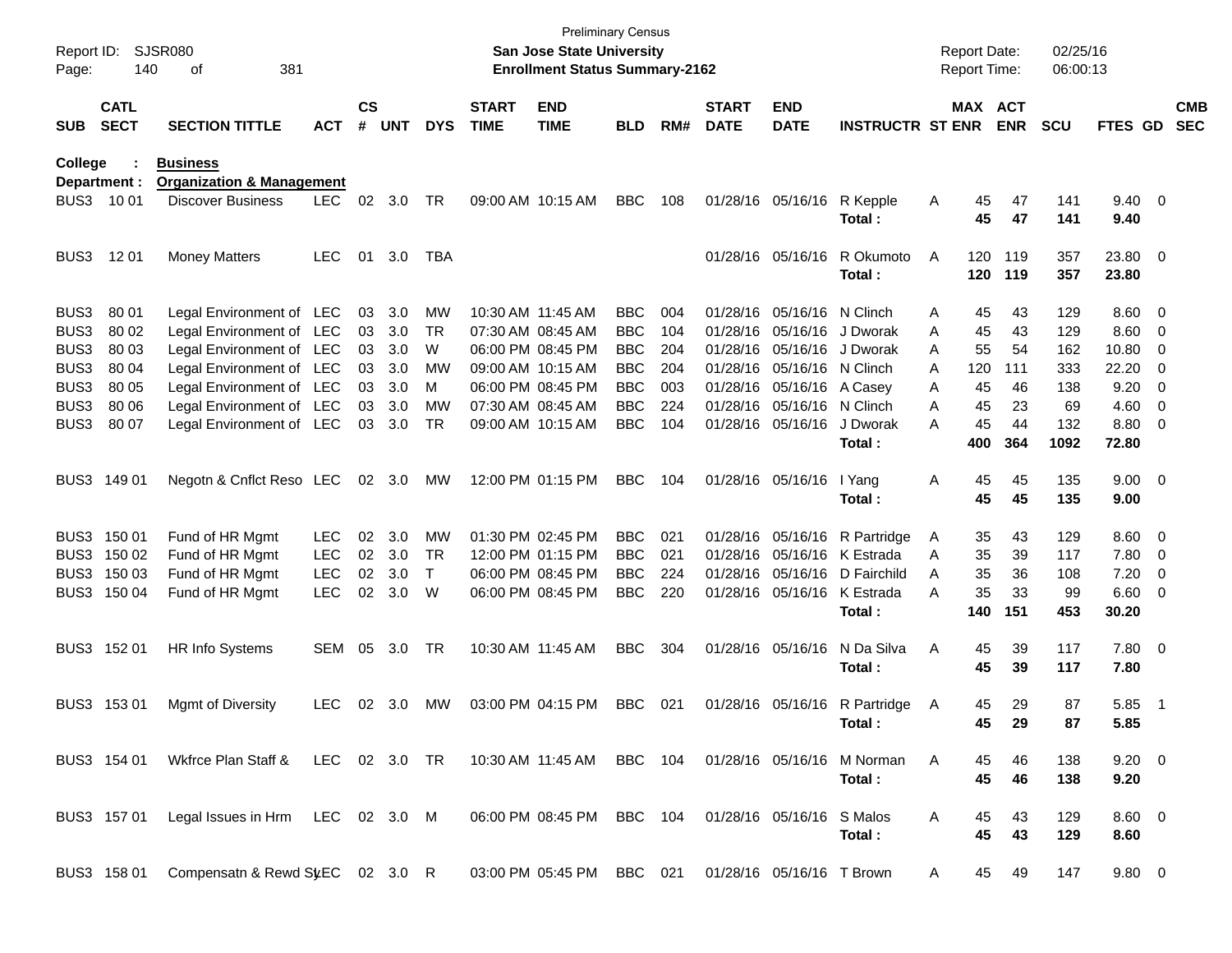Preliminary Census
**San Jose State University**
**Enrollment Status Summary-2162**

Report ID: SJSR080
Report Date: 02/25/16
Report Time: 06:00:13

| SUB | CATL SECT | SECTION TITTLE | ACT | CS # | UNT | DYS | START TIME | END TIME | BLD | RM# | START DATE | END DATE | INSTRUCTR | ST | MAX ENR | ACT ENR | SCU | FTES | GD | CMB SEC |
|---|---|---|---|---|---|---|---|---|---|---|---|---|---|---|---|---|---|---|---|---|
| **College :** | | **Business** | | | | | | | | | | | | | | | | | | |
| **Department :** | | **Organization & Management** | | | | | | | | | | | | | | | | | | |
| BUS3 | 10 01 | Discover Business | LEC | 02 | 3.0 | TR | 09:00 AM | 10:15 AM | BBC | 108 | 01/28/16 | 05/16/16 | R Kepple | A | 45 | 47 | 141 | 9.40 | 0 | |
| | | | | | | | | | | | | | **Total :** | | **45** | **47** | **141** | **9.40** | | |
| BUS3 | 12 01 | Money Matters | LEC | 01 | 3.0 | TBA | | | | | 01/28/16 | 05/16/16 | R Okumoto | A | 120 | 119 | 357 | 23.80 | 0 | |
| | | | | | | | | | | | | | **Total :** | | **120** | **119** | **357** | **23.80** | | |
| BUS3 | 80 01 | Legal Environment of | LEC | 03 | 3.0 | MW | 10:30 AM | 11:45 AM | BBC | 004 | 01/28/16 | 05/16/16 | N Clinch | A | 45 | 43 | 129 | 8.60 | 0 | |
| BUS3 | 80 02 | Legal Environment of | LEC | 03 | 3.0 | TR | 07:30 AM | 08:45 AM | BBC | 104 | 01/28/16 | 05/16/16 | J Dworak | A | 45 | 43 | 129 | 8.60 | 0 | |
| BUS3 | 80 03 | Legal Environment of | LEC | 03 | 3.0 | W | 06:00 PM | 08:45 PM | BBC | 204 | 01/28/16 | 05/16/16 | J Dworak | A | 55 | 54 | 162 | 10.80 | 0 | |
| BUS3 | 80 04 | Legal Environment of | LEC | 03 | 3.0 | MW | 09:00 AM | 10:15 AM | BBC | 204 | 01/28/16 | 05/16/16 | N Clinch | A | 120 | 111 | 333 | 22.20 | 0 | |
| BUS3 | 80 05 | Legal Environment of | LEC | 03 | 3.0 | M | 06:00 PM | 08:45 PM | BBC | 003 | 01/28/16 | 05/16/16 | A Casey | A | 45 | 46 | 138 | 9.20 | 0 | |
| BUS3 | 80 06 | Legal Environment of | LEC | 03 | 3.0 | MW | 07:30 AM | 08:45 AM | BBC | 224 | 01/28/16 | 05/16/16 | N Clinch | A | 45 | 23 | 69 | 4.60 | 0 | |
| BUS3 | 80 07 | Legal Environment of | LEC | 03 | 3.0 | TR | 09:00 AM | 10:15 AM | BBC | 104 | 01/28/16 | 05/16/16 | J Dworak | A | 45 | 44 | 132 | 8.80 | 0 | |
| | | | | | | | | | | | | | **Total :** | | **400** | **364** | **1092** | **72.80** | | |
| BUS3 | 149 01 | Negotn & Cnflct Reso | LEC | 02 | 3.0 | MW | 12:00 PM | 01:15 PM | BBC | 104 | 01/28/16 | 05/16/16 | I Yang | A | 45 | 45 | 135 | 9.00 | 0 | |
| | | | | | | | | | | | | | **Total :** | | **45** | **45** | **135** | **9.00** | | |
| BUS3 | 150 01 | Fund of HR Mgmt | LEC | 02 | 3.0 | MW | 01:30 PM | 02:45 PM | BBC | 021 | 01/28/16 | 05/16/16 | R Partridge | A | 35 | 43 | 129 | 8.60 | 0 | |
| BUS3 | 150 02 | Fund of HR Mgmt | LEC | 02 | 3.0 | TR | 12:00 PM | 01:15 PM | BBC | 021 | 01/28/16 | 05/16/16 | K Estrada | A | 35 | 39 | 117 | 7.80 | 0 | |
| BUS3 | 150 03 | Fund of HR Mgmt | LEC | 02 | 3.0 | T | 06:00 PM | 08:45 PM | BBC | 224 | 01/28/16 | 05/16/16 | D Fairchild | A | 35 | 36 | 108 | 7.20 | 0 | |
| BUS3 | 150 04 | Fund of HR Mgmt | LEC | 02 | 3.0 | W | 06:00 PM | 08:45 PM | BBC | 220 | 01/28/16 | 05/16/16 | K Estrada | A | 35 | 33 | 99 | 6.60 | 0 | |
| | | | | | | | | | | | | | **Total :** | | **140** | **151** | **453** | **30.20** | | |
| BUS3 | 152 01 | HR Info Systems | SEM | 05 | 3.0 | TR | 10:30 AM | 11:45 AM | BBC | 304 | 01/28/16 | 05/16/16 | N Da Silva | A | 45 | 39 | 117 | 7.80 | 0 | |
| | | | | | | | | | | | | | **Total :** | | **45** | **39** | **117** | **7.80** | | |
| BUS3 | 153 01 | Mgmt of Diversity | LEC | 02 | 3.0 | MW | 03:00 PM | 04:15 PM | BBC | 021 | 01/28/16 | 05/16/16 | R Partridge | A | 45 | 29 | 87 | 5.85 | 1 | |
| | | | | | | | | | | | | | **Total :** | | **45** | **29** | **87** | **5.85** | | |
| BUS3 | 154 01 | Wkfrce Plan Staff & | LEC | 02 | 3.0 | TR | 10:30 AM | 11:45 AM | BBC | 104 | 01/28/16 | 05/16/16 | M Norman | A | 45 | 46 | 138 | 9.20 | 0 | |
| | | | | | | | | | | | | | **Total :** | | **45** | **46** | **138** | **9.20** | | |
| BUS3 | 157 01 | Legal Issues in Hrm | LEC | 02 | 3.0 | M | 06:00 PM | 08:45 PM | BBC | 104 | 01/28/16 | 05/16/16 | S Malos | A | 45 | 43 | 129 | 8.60 | 0 | |
| | | | | | | | | | | | | | **Total :** | | **45** | **43** | **129** | **8.60** | | |
| BUS3 | 158 01 | Compensatn & Rewd Sy | LEC | 02 | 3.0 | R | 03:00 PM | 05:45 PM | BBC | 021 | 01/28/16 | 05/16/16 | T Brown | A | 45 | 49 | 147 | 9.80 | 0 | |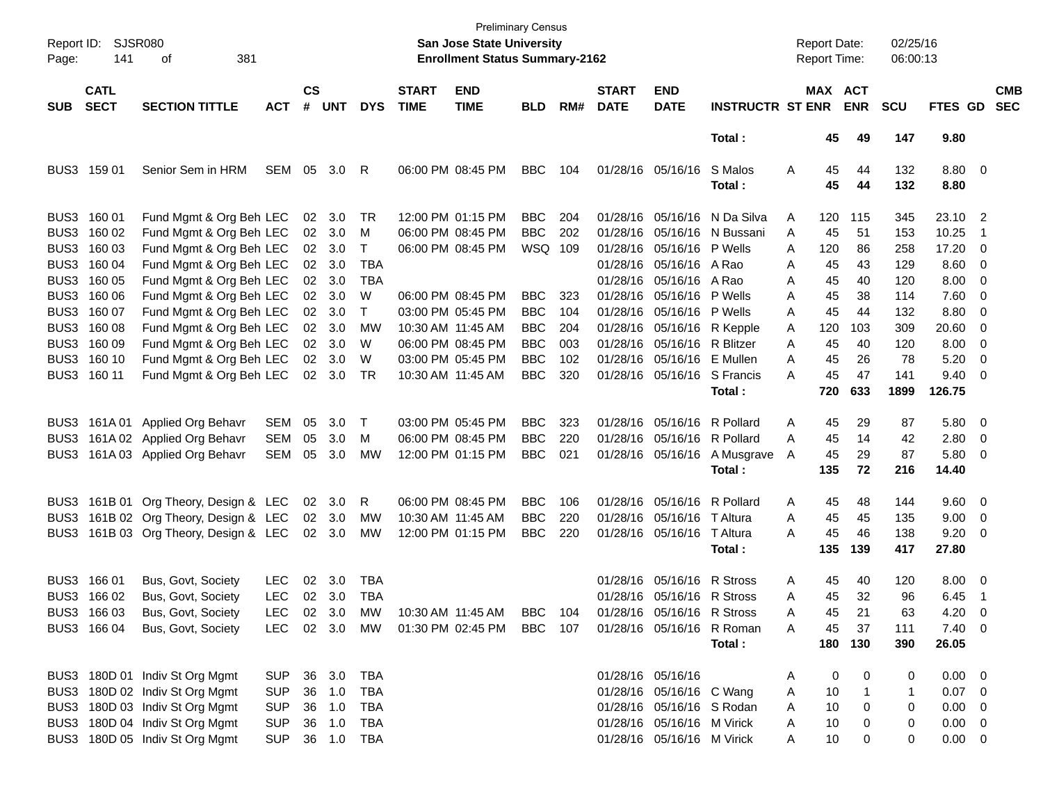Preliminary Census

**San Jose State University**

**Enrollment Status Summary-2162**

Report ID: SJSR080

Report Date: 02/25/16

Report Time: 06:00:13

| SUB | CATL SECT | SECTION TITTLE | ACT | CS # | UNT | DYS | START TIME | END TIME | BLD | RM# | START DATE | END DATE | INSTRUCTR | ST | MAX ENR | ACT ENR | SCU | FTES | GD | CMB SEC |
|---|---|---|---|---|---|---|---|---|---|---|---|---|---|---|---|---|---|---|---|---|
| | | | | | | | | | | | | | Total : | | 45 | 49 | 147 | 9.80 | | |
| BUS3 | 159 01 | Senior Sem in HRM | SEM | 05 | 3.0 | R | 06:00 PM | 08:45 PM | BBC | 104 | 01/28/16 | 05/16/16 | S Malos | A | 45 | 44 | 132 | 8.80 | 0 | |
| | | | | | | | | | | | | | Total : | | 45 | 44 | 132 | 8.80 | | |
| BUS3 | 160 01 | Fund Mgmt & Org Beh | LEC | 02 | 3.0 | TR | 12:00 PM | 01:15 PM | BBC | 204 | 01/28/16 | 05/16/16 | N Da Silva | A | 120 | 115 | 345 | 23.10 | 2 | |
| BUS3 | 160 02 | Fund Mgmt & Org Beh | LEC | 02 | 3.0 | M | 06:00 PM | 08:45 PM | BBC | 202 | 01/28/16 | 05/16/16 | N Bussani | A | 45 | 51 | 153 | 10.25 | 1 | |
| BUS3 | 160 03 | Fund Mgmt & Org Beh | LEC | 02 | 3.0 | T | 06:00 PM | 08:45 PM | WSQ | 109 | 01/28/16 | 05/16/16 | P Wells | A | 120 | 86 | 258 | 17.20 | 0 | |
| BUS3 | 160 04 | Fund Mgmt & Org Beh | LEC | 02 | 3.0 | TBA | | | | | 01/28/16 | 05/16/16 | A Rao | A | 45 | 43 | 129 | 8.60 | 0 | |
| BUS3 | 160 05 | Fund Mgmt & Org Beh | LEC | 02 | 3.0 | TBA | | | | | 01/28/16 | 05/16/16 | A Rao | A | 45 | 40 | 120 | 8.00 | 0 | |
| BUS3 | 160 06 | Fund Mgmt & Org Beh | LEC | 02 | 3.0 | W | 06:00 PM | 08:45 PM | BBC | 323 | 01/28/16 | 05/16/16 | P Wells | A | 45 | 38 | 114 | 7.60 | 0 | |
| BUS3 | 160 07 | Fund Mgmt & Org Beh | LEC | 02 | 3.0 | T | 03:00 PM | 05:45 PM | BBC | 104 | 01/28/16 | 05/16/16 | P Wells | A | 45 | 44 | 132 | 8.80 | 0 | |
| BUS3 | 160 08 | Fund Mgmt & Org Beh | LEC | 02 | 3.0 | MW | 10:30 AM | 11:45 AM | BBC | 204 | 01/28/16 | 05/16/16 | R Kepple | A | 120 | 103 | 309 | 20.60 | 0 | |
| BUS3 | 160 09 | Fund Mgmt & Org Beh | LEC | 02 | 3.0 | W | 06:00 PM | 08:45 PM | BBC | 003 | 01/28/16 | 05/16/16 | R Blitzer | A | 45 | 40 | 120 | 8.00 | 0 | |
| BUS3 | 160 10 | Fund Mgmt & Org Beh | LEC | 02 | 3.0 | W | 03:00 PM | 05:45 PM | BBC | 102 | 01/28/16 | 05/16/16 | E Mullen | A | 45 | 26 | 78 | 5.20 | 0 | |
| BUS3 | 160 11 | Fund Mgmt & Org Beh | LEC | 02 | 3.0 | TR | 10:30 AM | 11:45 AM | BBC | 320 | 01/28/16 | 05/16/16 | S Francis | A | 45 | 47 | 141 | 9.40 | 0 | |
| | | | | | | | | | | | | | Total : | | 720 | 633 | 1899 | 126.75 | | |
| BUS3 | 161A 01 | Applied Org Behavr | SEM | 05 | 3.0 | T | 03:00 PM | 05:45 PM | BBC | 323 | 01/28/16 | 05/16/16 | R Pollard | A | 45 | 29 | 87 | 5.80 | 0 | |
| BUS3 | 161A 02 | Applied Org Behavr | SEM | 05 | 3.0 | M | 06:00 PM | 08:45 PM | BBC | 220 | 01/28/16 | 05/16/16 | R Pollard | A | 45 | 14 | 42 | 2.80 | 0 | |
| BUS3 | 161A 03 | Applied Org Behavr | SEM | 05 | 3.0 | MW | 12:00 PM | 01:15 PM | BBC | 021 | 01/28/16 | 05/16/16 | A Musgrave | A | 45 | 29 | 87 | 5.80 | 0 | |
| | | | | | | | | | | | | | Total : | | 135 | 72 | 216 | 14.40 | | |
| BUS3 | 161B 01 | Org Theory, Design & | LEC | 02 | 3.0 | R | 06:00 PM | 08:45 PM | BBC | 106 | 01/28/16 | 05/16/16 | R Pollard | A | 45 | 48 | 144 | 9.60 | 0 | |
| BUS3 | 161B 02 | Org Theory, Design & | LEC | 02 | 3.0 | MW | 10:30 AM | 11:45 AM | BBC | 220 | 01/28/16 | 05/16/16 | T Altura | A | 45 | 45 | 135 | 9.00 | 0 | |
| BUS3 | 161B 03 | Org Theory, Design & | LEC | 02 | 3.0 | MW | 12:00 PM | 01:15 PM | BBC | 220 | 01/28/16 | 05/16/16 | T Altura | A | 45 | 46 | 138 | 9.20 | 0 | |
| | | | | | | | | | | | | | Total : | | 135 | 139 | 417 | 27.80 | | |
| BUS3 | 166 01 | Bus, Govt, Society | LEC | 02 | 3.0 | TBA | | | | | 01/28/16 | 05/16/16 | R Stross | A | 45 | 40 | 120 | 8.00 | 0 | |
| BUS3 | 166 02 | Bus, Govt, Society | LEC | 02 | 3.0 | TBA | | | | | 01/28/16 | 05/16/16 | R Stross | A | 45 | 32 | 96 | 6.45 | 1 | |
| BUS3 | 166 03 | Bus, Govt, Society | LEC | 02 | 3.0 | MW | 10:30 AM | 11:45 AM | BBC | 104 | 01/28/16 | 05/16/16 | R Stross | A | 45 | 21 | 63 | 4.20 | 0 | |
| BUS3 | 166 04 | Bus, Govt, Society | LEC | 02 | 3.0 | MW | 01:30 PM | 02:45 PM | BBC | 107 | 01/28/16 | 05/16/16 | R Roman | A | 45 | 37 | 111 | 7.40 | 0 | |
| | | | | | | | | | | | | | Total : | | 180 | 130 | 390 | 26.05 | | |
| BUS3 | 180D 01 | Indiv St Org Mgmt | SUP | 36 | 3.0 | TBA | | | | | 01/28/16 | 05/16/16 | | A | 0 | 0 | 0 | 0.00 | 0 | |
| BUS3 | 180D 02 | Indiv St Org Mgmt | SUP | 36 | 1.0 | TBA | | | | | 01/28/16 | 05/16/16 | C Wang | A | 10 | 1 | 1 | 0.07 | 0 | |
| BUS3 | 180D 03 | Indiv St Org Mgmt | SUP | 36 | 1.0 | TBA | | | | | 01/28/16 | 05/16/16 | S Rodan | A | 10 | 0 | 0 | 0.00 | 0 | |
| BUS3 | 180D 04 | Indiv St Org Mgmt | SUP | 36 | 1.0 | TBA | | | | | 01/28/16 | 05/16/16 | M Virick | A | 10 | 0 | 0 | 0.00 | 0 | |
| BUS3 | 180D 05 | Indiv St Org Mgmt | SUP | 36 | 1.0 | TBA | | | | | 01/28/16 | 05/16/16 | M Virick | A | 10 | 0 | 0 | 0.00 | 0 | |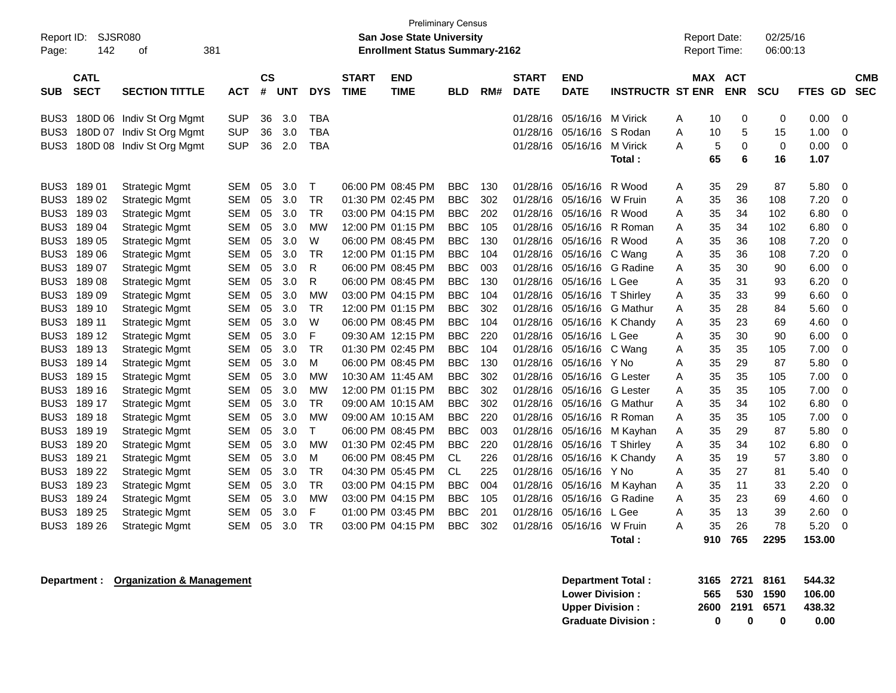Preliminary Census

Report ID: SJSR080

**San Jose State University**

**Enrollment Status Summary-2162**

Report Date: 02/25/16

Report Time: 06:00:13

| SUB | CATL SECT | SECTION TITTLE | ACT | CS # | UNT | DYS | START TIME | END TIME | BLD | RM# | START DATE | END DATE | INSTRUCTR | ST | MAX ENR | ACT ENR | SCU | FTES | GD | CMB SEC |
|---|---|---|---|---|---|---|---|---|---|---|---|---|---|---|---|---|---|---|---|---|
| BUS3 | 180D 06 | Indiv St Org Mgmt | SUP | 36 | 3.0 | TBA | | | | | 01/28/16 | 05/16/16 | M Virick | A | 10 | 0 | 0 | 0.00 | 0 | |
| BUS3 | 180D 07 | Indiv St Org Mgmt | SUP | 36 | 3.0 | TBA | | | | | 01/28/16 | 05/16/16 | S Rodan | A | 10 | 5 | 15 | 1.00 | 0 | |
| BUS3 | 180D 08 | Indiv St Org Mgmt | SUP | 36 | 2.0 | TBA | | | | | 01/28/16 | 05/16/16 | M Virick | A | 5 | 0 | 0 | 0.00 | 0 | |
| | | | | | | | | | | | | | **Total :** | | **65** | **6** | **16** | **1.07** | | |
| BUS3 | 189 01 | Strategic Mgmt | SEM | 05 | 3.0 | T | 06:00 PM | 08:45 PM | BBC | 130 | 01/28/16 | 05/16/16 | R Wood | A | 35 | 29 | 87 | 5.80 | 0 | |
| BUS3 | 189 02 | Strategic Mgmt | SEM | 05 | 3.0 | TR | 01:30 PM | 02:45 PM | BBC | 302 | 01/28/16 | 05/16/16 | W Fruin | A | 35 | 36 | 108 | 7.20 | 0 | |
| BUS3 | 189 03 | Strategic Mgmt | SEM | 05 | 3.0 | TR | 03:00 PM | 04:15 PM | BBC | 202 | 01/28/16 | 05/16/16 | R Wood | A | 35 | 34 | 102 | 6.80 | 0 | |
| BUS3 | 189 04 | Strategic Mgmt | SEM | 05 | 3.0 | MW | 12:00 PM | 01:15 PM | BBC | 105 | 01/28/16 | 05/16/16 | R Roman | A | 35 | 34 | 102 | 6.80 | 0 | |
| BUS3 | 189 05 | Strategic Mgmt | SEM | 05 | 3.0 | W | 06:00 PM | 08:45 PM | BBC | 130 | 01/28/16 | 05/16/16 | R Wood | A | 35 | 36 | 108 | 7.20 | 0 | |
| BUS3 | 189 06 | Strategic Mgmt | SEM | 05 | 3.0 | TR | 12:00 PM | 01:15 PM | BBC | 104 | 01/28/16 | 05/16/16 | C Wang | A | 35 | 36 | 108 | 7.20 | 0 | |
| BUS3 | 189 07 | Strategic Mgmt | SEM | 05 | 3.0 | R | 06:00 PM | 08:45 PM | BBC | 003 | 01/28/16 | 05/16/16 | G Radine | A | 35 | 30 | 90 | 6.00 | 0 | |
| BUS3 | 189 08 | Strategic Mgmt | SEM | 05 | 3.0 | R | 06:00 PM | 08:45 PM | BBC | 130 | 01/28/16 | 05/16/16 | L Gee | A | 35 | 31 | 93 | 6.20 | 0 | |
| BUS3 | 189 09 | Strategic Mgmt | SEM | 05 | 3.0 | MW | 03:00 PM | 04:15 PM | BBC | 104 | 01/28/16 | 05/16/16 | T Shirley | A | 35 | 33 | 99 | 6.60 | 0 | |
| BUS3 | 189 10 | Strategic Mgmt | SEM | 05 | 3.0 | TR | 12:00 PM | 01:15 PM | BBC | 302 | 01/28/16 | 05/16/16 | G Mathur | A | 35 | 28 | 84 | 5.60 | 0 | |
| BUS3 | 189 11 | Strategic Mgmt | SEM | 05 | 3.0 | W | 06:00 PM | 08:45 PM | BBC | 104 | 01/28/16 | 05/16/16 | K Chandy | A | 35 | 23 | 69 | 4.60 | 0 | |
| BUS3 | 189 12 | Strategic Mgmt | SEM | 05 | 3.0 | F | 09:30 AM | 12:15 PM | BBC | 220 | 01/28/16 | 05/16/16 | L Gee | A | 35 | 30 | 90 | 6.00 | 0 | |
| BUS3 | 189 13 | Strategic Mgmt | SEM | 05 | 3.0 | TR | 01:30 PM | 02:45 PM | BBC | 104 | 01/28/16 | 05/16/16 | C Wang | A | 35 | 35 | 105 | 7.00 | 0 | |
| BUS3 | 189 14 | Strategic Mgmt | SEM | 05 | 3.0 | M | 06:00 PM | 08:45 PM | BBC | 130 | 01/28/16 | 05/16/16 | Y No | A | 35 | 29 | 87 | 5.80 | 0 | |
| BUS3 | 189 15 | Strategic Mgmt | SEM | 05 | 3.0 | MW | 10:30 AM | 11:45 AM | BBC | 302 | 01/28/16 | 05/16/16 | G Lester | A | 35 | 35 | 105 | 7.00 | 0 | |
| BUS3 | 189 16 | Strategic Mgmt | SEM | 05 | 3.0 | MW | 12:00 PM | 01:15 PM | BBC | 302 | 01/28/16 | 05/16/16 | G Lester | A | 35 | 35 | 105 | 7.00 | 0 | |
| BUS3 | 189 17 | Strategic Mgmt | SEM | 05 | 3.0 | TR | 09:00 AM | 10:15 AM | BBC | 302 | 01/28/16 | 05/16/16 | G Mathur | A | 35 | 34 | 102 | 6.80 | 0 | |
| BUS3 | 189 18 | Strategic Mgmt | SEM | 05 | 3.0 | MW | 09:00 AM | 10:15 AM | BBC | 220 | 01/28/16 | 05/16/16 | R Roman | A | 35 | 35 | 105 | 7.00 | 0 | |
| BUS3 | 189 19 | Strategic Mgmt | SEM | 05 | 3.0 | T | 06:00 PM | 08:45 PM | BBC | 003 | 01/28/16 | 05/16/16 | M Kayhan | A | 35 | 29 | 87 | 5.80 | 0 | |
| BUS3 | 189 20 | Strategic Mgmt | SEM | 05 | 3.0 | MW | 01:30 PM | 02:45 PM | BBC | 220 | 01/28/16 | 05/16/16 | T Shirley | A | 35 | 34 | 102 | 6.80 | 0 | |
| BUS3 | 189 21 | Strategic Mgmt | SEM | 05 | 3.0 | M | 06:00 PM | 08:45 PM | CL | 226 | 01/28/16 | 05/16/16 | K Chandy | A | 35 | 19 | 57 | 3.80 | 0 | |
| BUS3 | 189 22 | Strategic Mgmt | SEM | 05 | 3.0 | TR | 04:30 PM | 05:45 PM | CL | 225 | 01/28/16 | 05/16/16 | Y No | A | 35 | 27 | 81 | 5.40 | 0 | |
| BUS3 | 189 23 | Strategic Mgmt | SEM | 05 | 3.0 | TR | 03:00 PM | 04:15 PM | BBC | 004 | 01/28/16 | 05/16/16 | M Kayhan | A | 35 | 11 | 33 | 2.20 | 0 | |
| BUS3 | 189 24 | Strategic Mgmt | SEM | 05 | 3.0 | MW | 03:00 PM | 04:15 PM | BBC | 105 | 01/28/16 | 05/16/16 | G Radine | A | 35 | 23 | 69 | 4.60 | 0 | |
| BUS3 | 189 25 | Strategic Mgmt | SEM | 05 | 3.0 | F | 01:00 PM | 03:45 PM | BBC | 201 | 01/28/16 | 05/16/16 | L Gee | A | 35 | 13 | 39 | 2.60 | 0 | |
| BUS3 | 189 26 | Strategic Mgmt | SEM | 05 | 3.0 | TR | 03:00 PM | 04:15 PM | BBC | 302 | 01/28/16 | 05/16/16 | W Fruin | A | 35 | 26 | 78 | 5.20 | 0 | |
| | | | | | | | | | | | | | **Total :** | | **910** | **765** | **2295** | **153.00** | | |

**Department : Organization & Management**

| | MAX ENR | ACT ENR | SCU | FTES |
|---|---|---|---|---|
| **Department Total :** | **3165** | **2721** | **8161** | **544.32** |
| **Lower Division :** | **565** | **530** | **1590** | **106.00** |
| **Upper Division :** | **2600** | **2191** | **6571** | **438.32** |
| **Graduate Division :** | **0** | **0** | **0** | **0.00** |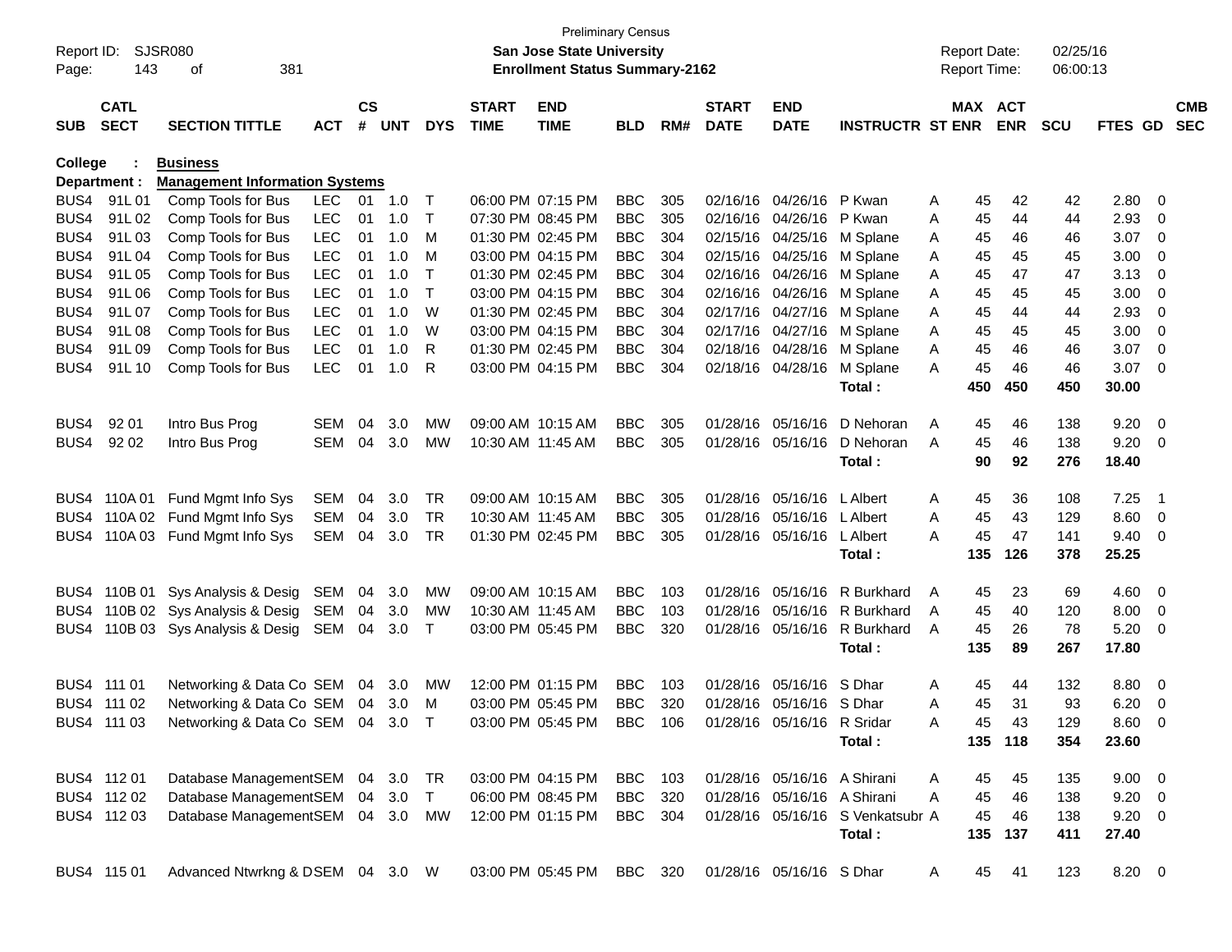Preliminary Census

Report ID: SJSR080 | **San Jose State University** | Report Date: 02/25/16
Page: 143 of 381 | **Enrollment Status Summary-2162** | Report Time: 06:00:13

| SUB | CATL SECT | SECTION TITTLE | ACT | CS # | UNT | DYS | START TIME | END TIME | BLD | RM# | START DATE | END DATE | INSTRUCTR | ST | MAX ENR | ACT ENR | SCU | FTES | GD | CMB SEC |
|---|---|---|---|---|---|---|---|---|---|---|---|---|---|---|---|---|---|---|---|---|
| **College :** | | **Business** | | | | | | | | | | | | | | | | | | |
| **Department :** | | **Management Information Systems** | | | | | | | | | | | | | | | | | | |
| BUS4 | 91L 01 | Comp Tools for Bus | LEC | 01 | 1.0 | T | 06:00 PM | 07:15 PM | BBC | 305 | 02/16/16 | 04/26/16 | P Kwan | A | 45 | 42 | 42 | 2.80 | 0 | |
| BUS4 | 91L 02 | Comp Tools for Bus | LEC | 01 | 1.0 | T | 07:30 PM | 08:45 PM | BBC | 305 | 02/16/16 | 04/26/16 | P Kwan | A | 45 | 44 | 44 | 2.93 | 0 | |
| BUS4 | 91L 03 | Comp Tools for Bus | LEC | 01 | 1.0 | M | 01:30 PM | 02:45 PM | BBC | 304 | 02/15/16 | 04/25/16 | M Splane | A | 45 | 46 | 46 | 3.07 | 0 | |
| BUS4 | 91L 04 | Comp Tools for Bus | LEC | 01 | 1.0 | M | 03:00 PM | 04:15 PM | BBC | 304 | 02/15/16 | 04/25/16 | M Splane | A | 45 | 45 | 45 | 3.00 | 0 | |
| BUS4 | 91L 05 | Comp Tools for Bus | LEC | 01 | 1.0 | T | 01:30 PM | 02:45 PM | BBC | 304 | 02/16/16 | 04/26/16 | M Splane | A | 45 | 47 | 47 | 3.13 | 0 | |
| BUS4 | 91L 06 | Comp Tools for Bus | LEC | 01 | 1.0 | T | 03:00 PM | 04:15 PM | BBC | 304 | 02/16/16 | 04/26/16 | M Splane | A | 45 | 45 | 45 | 3.00 | 0 | |
| BUS4 | 91L 07 | Comp Tools for Bus | LEC | 01 | 1.0 | W | 01:30 PM | 02:45 PM | BBC | 304 | 02/17/16 | 04/27/16 | M Splane | A | 45 | 44 | 44 | 2.93 | 0 | |
| BUS4 | 91L 08 | Comp Tools for Bus | LEC | 01 | 1.0 | W | 03:00 PM | 04:15 PM | BBC | 304 | 02/17/16 | 04/27/16 | M Splane | A | 45 | 45 | 45 | 3.00 | 0 | |
| BUS4 | 91L 09 | Comp Tools for Bus | LEC | 01 | 1.0 | R | 01:30 PM | 02:45 PM | BBC | 304 | 02/18/16 | 04/28/16 | M Splane | A | 45 | 46 | 46 | 3.07 | 0 | |
| BUS4 | 91L 10 | Comp Tools for Bus | LEC | 01 | 1.0 | R | 03:00 PM | 04:15 PM | BBC | 304 | 02/18/16 | 04/28/16 | M Splane | A | 45 | 46 | 46 | 3.07 | 0 | |
| | | | | | | | | | | | | | **Total :** | | **450** | **450** | **450** | **30.00** | | |
| BUS4 | 92 01 | Intro Bus Prog | SEM | 04 | 3.0 | MW | 09:00 AM | 10:15 AM | BBC | 305 | 01/28/16 | 05/16/16 | D Nehoran | A | 45 | 46 | 138 | 9.20 | 0 | |
| BUS4 | 92 02 | Intro Bus Prog | SEM | 04 | 3.0 | MW | 10:30 AM | 11:45 AM | BBC | 305 | 01/28/16 | 05/16/16 | D Nehoran | A | 45 | 46 | 138 | 9.20 | 0 | |
| | | | | | | | | | | | | | **Total :** | | **90** | **92** | **276** | **18.40** | | |
| BUS4 | 110A 01 | Fund Mgmt Info Sys | SEM | 04 | 3.0 | TR | 09:00 AM | 10:15 AM | BBC | 305 | 01/28/16 | 05/16/16 | L Albert | A | 45 | 36 | 108 | 7.25 | 1 | |
| BUS4 | 110A 02 | Fund Mgmt Info Sys | SEM | 04 | 3.0 | TR | 10:30 AM | 11:45 AM | BBC | 305 | 01/28/16 | 05/16/16 | L Albert | A | 45 | 43 | 129 | 8.60 | 0 | |
| BUS4 | 110A 03 | Fund Mgmt Info Sys | SEM | 04 | 3.0 | TR | 01:30 PM | 02:45 PM | BBC | 305 | 01/28/16 | 05/16/16 | L Albert | A | 45 | 47 | 141 | 9.40 | 0 | |
| | | | | | | | | | | | | | **Total :** | | **135** | **126** | **378** | **25.25** | | |
| BUS4 | 110B 01 | Sys Analysis & Desig | SEM | 04 | 3.0 | MW | 09:00 AM | 10:15 AM | BBC | 103 | 01/28/16 | 05/16/16 | R Burkhard | A | 45 | 23 | 69 | 4.60 | 0 | |
| BUS4 | 110B 02 | Sys Analysis & Desig | SEM | 04 | 3.0 | MW | 10:30 AM | 11:45 AM | BBC | 103 | 01/28/16 | 05/16/16 | R Burkhard | A | 45 | 40 | 120 | 8.00 | 0 | |
| BUS4 | 110B 03 | Sys Analysis & Desig | SEM | 04 | 3.0 | T | 03:00 PM | 05:45 PM | BBC | 320 | 01/28/16 | 05/16/16 | R Burkhard | A | 45 | 26 | 78 | 5.20 | 0 | |
| | | | | | | | | | | | | | **Total :** | | **135** | **89** | **267** | **17.80** | | |
| BUS4 | 111 01 | Networking & Data Co | SEM | 04 | 3.0 | MW | 12:00 PM | 01:15 PM | BBC | 103 | 01/28/16 | 05/16/16 | S Dhar | A | 45 | 44 | 132 | 8.80 | 0 | |
| BUS4 | 111 02 | Networking & Data Co | SEM | 04 | 3.0 | M | 03:00 PM | 05:45 PM | BBC | 320 | 01/28/16 | 05/16/16 | S Dhar | A | 45 | 31 | 93 | 6.20 | 0 | |
| BUS4 | 111 03 | Networking & Data Co | SEM | 04 | 3.0 | T | 03:00 PM | 05:45 PM | BBC | 106 | 01/28/16 | 05/16/16 | R Sridar | A | 45 | 43 | 129 | 8.60 | 0 | |
| | | | | | | | | | | | | | **Total :** | | **135** | **118** | **354** | **23.60** | | |
| BUS4 | 112 01 | Database Management | SEM | 04 | 3.0 | TR | 03:00 PM | 04:15 PM | BBC | 103 | 01/28/16 | 05/16/16 | A Shirani | A | 45 | 45 | 135 | 9.00 | 0 | |
| BUS4 | 112 02 | Database Management | SEM | 04 | 3.0 | T | 06:00 PM | 08:45 PM | BBC | 320 | 01/28/16 | 05/16/16 | A Shirani | A | 45 | 46 | 138 | 9.20 | 0 | |
| BUS4 | 112 03 | Database Management | SEM | 04 | 3.0 | MW | 12:00 PM | 01:15 PM | BBC | 304 | 01/28/16 | 05/16/16 | S Venkatsubr | A | 45 | 46 | 138 | 9.20 | 0 | |
| | | | | | | | | | | | | | **Total :** | | **135** | **137** | **411** | **27.40** | | |
| BUS4 | 115 01 | Advanced Ntwrkng & D | SEM | 04 | 3.0 | W | 03:00 PM | 05:45 PM | BBC | 320 | 01/28/16 | 05/16/16 | S Dhar | A | 45 | 41 | 123 | 8.20 | 0 | |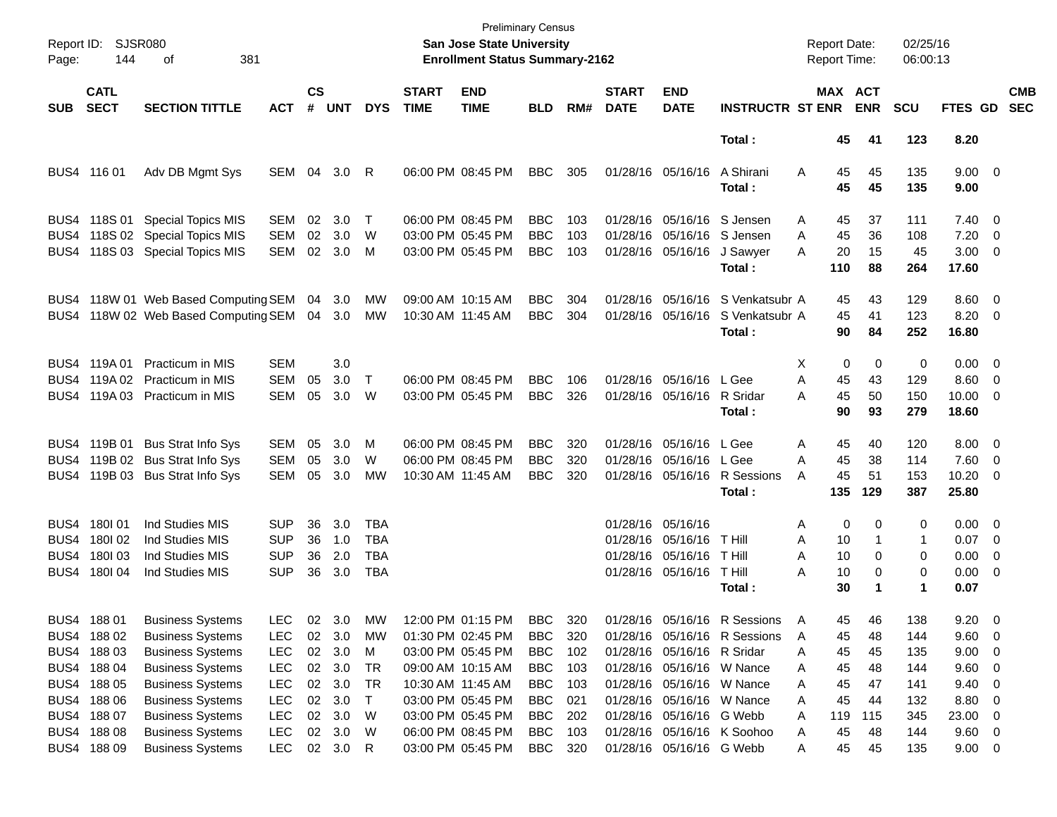Preliminary Census
Report ID: SJSR080 **San Jose State University** Report Date: 02/25/16
Page: 144 of 381 **Enrollment Status Summary-2162** Report Time: 06:00:13

| SUB | CATL SECT | SECTION TITTLE | ACT | CS # | UNT | DYS | START TIME | END TIME | BLD | RM# | START DATE | END DATE | INSTRUCTR | ST | MAX ENR | ACT ENR | SCU | FTES | GD | CMB SEC |
|---|---|---|---|---|---|---|---|---|---|---|---|---|---|---|---|---|---|---|---|---|
| | | | | | | | | | | | | | Total : | | 45 | 41 | 123 | 8.20 | | |
| BUS4 | 116 01 | Adv DB Mgmt Sys | SEM | 04 | 3.0 | R | 06:00 PM | 08:45 PM | BBC | 305 | 01/28/16 | 05/16/16 | A Shirani | A | 45 | 45 | 135 | 9.00 | 0 | |
| | | | | | | | | | | | | | Total : | | 45 | 45 | 135 | 9.00 | | |
| BUS4 | 118S 01 | Special Topics MIS | SEM | 02 | 3.0 | T | 06:00 PM | 08:45 PM | BBC | 103 | 01/28/16 | 05/16/16 | S Jensen | A | 45 | 37 | 111 | 7.40 | 0 | |
| BUS4 | 118S 02 | Special Topics MIS | SEM | 02 | 3.0 | W | 03:00 PM | 05:45 PM | BBC | 103 | 01/28/16 | 05/16/16 | S Jensen | A | 45 | 36 | 108 | 7.20 | 0 | |
| BUS4 | 118S 03 | Special Topics MIS | SEM | 02 | 3.0 | M | 03:00 PM | 05:45 PM | BBC | 103 | 01/28/16 | 05/16/16 | J Sawyer | A | 20 | 15 | 45 | 3.00 | 0 | |
| | | | | | | | | | | | | | Total : | | 110 | 88 | 264 | 17.60 | | |
| BUS4 | 118W 01 | Web Based Computing | SEM | 04 | 3.0 | MW | 09:00 AM | 10:15 AM | BBC | 304 | 01/28/16 | 05/16/16 | S Venkatsubr | A | 45 | 43 | 129 | 8.60 | 0 | |
| BUS4 | 118W 02 | Web Based Computing | SEM | 04 | 3.0 | MW | 10:30 AM | 11:45 AM | BBC | 304 | 01/28/16 | 05/16/16 | S Venkatsubr | A | 45 | 41 | 123 | 8.20 | 0 | |
| | | | | | | | | | | | | | Total : | | 90 | 84 | 252 | 16.80 | | |
| BUS4 | 119A 01 | Practicum in MIS | SEM | | 3.0 | | | | | | | | | X | 0 | 0 | 0 | 0.00 | 0 | |
| BUS4 | 119A 02 | Practicum in MIS | SEM | 05 | 3.0 | T | 06:00 PM | 08:45 PM | BBC | 106 | 01/28/16 | 05/16/16 | L Gee | A | 45 | 43 | 129 | 8.60 | 0 | |
| BUS4 | 119A 03 | Practicum in MIS | SEM | 05 | 3.0 | W | 03:00 PM | 05:45 PM | BBC | 326 | 01/28/16 | 05/16/16 | R Sridar | A | 45 | 50 | 150 | 10.00 | 0 | |
| | | | | | | | | | | | | | Total : | | 90 | 93 | 279 | 18.60 | | |
| BUS4 | 119B 01 | Bus Strat Info Sys | SEM | 05 | 3.0 | M | 06:00 PM | 08:45 PM | BBC | 320 | 01/28/16 | 05/16/16 | L Gee | A | 45 | 40 | 120 | 8.00 | 0 | |
| BUS4 | 119B 02 | Bus Strat Info Sys | SEM | 05 | 3.0 | W | 06:00 PM | 08:45 PM | BBC | 320 | 01/28/16 | 05/16/16 | L Gee | A | 45 | 38 | 114 | 7.60 | 0 | |
| BUS4 | 119B 03 | Bus Strat Info Sys | SEM | 05 | 3.0 | MW | 10:30 AM | 11:45 AM | BBC | 320 | 01/28/16 | 05/16/16 | R Sessions | A | 45 | 51 | 153 | 10.20 | 0 | |
| | | | | | | | | | | | | | Total : | | 135 | 129 | 387 | 25.80 | | |
| BUS4 | 180I 01 | Ind Studies MIS | SUP | 36 | 3.0 | TBA | | | | | 01/28/16 | 05/16/16 | | A | 0 | 0 | 0 | 0.00 | 0 | |
| BUS4 | 180I 02 | Ind Studies MIS | SUP | 36 | 1.0 | TBA | | | | | 01/28/16 | 05/16/16 | T Hill | A | 10 | 1 | 1 | 0.07 | 0 | |
| BUS4 | 180I 03 | Ind Studies MIS | SUP | 36 | 2.0 | TBA | | | | | 01/28/16 | 05/16/16 | T Hill | A | 10 | 0 | 0 | 0.00 | 0 | |
| BUS4 | 180I 04 | Ind Studies MIS | SUP | 36 | 3.0 | TBA | | | | | 01/28/16 | 05/16/16 | T Hill | A | 10 | 0 | 0 | 0.00 | 0 | |
| | | | | | | | | | | | | | Total : | | 30 | 1 | 1 | 0.07 | | |
| BUS4 | 188 01 | Business Systems | LEC | 02 | 3.0 | MW | 12:00 PM | 01:15 PM | BBC | 320 | 01/28/16 | 05/16/16 | R Sessions | A | 45 | 46 | 138 | 9.20 | 0 | |
| BUS4 | 188 02 | Business Systems | LEC | 02 | 3.0 | MW | 01:30 PM | 02:45 PM | BBC | 320 | 01/28/16 | 05/16/16 | R Sessions | A | 45 | 48 | 144 | 9.60 | 0 | |
| BUS4 | 188 03 | Business Systems | LEC | 02 | 3.0 | M | 03:00 PM | 05:45 PM | BBC | 102 | 01/28/16 | 05/16/16 | R Sridar | A | 45 | 45 | 135 | 9.00 | 0 | |
| BUS4 | 188 04 | Business Systems | LEC | 02 | 3.0 | TR | 09:00 AM | 10:15 AM | BBC | 103 | 01/28/16 | 05/16/16 | W Nance | A | 45 | 48 | 144 | 9.60 | 0 | |
| BUS4 | 188 05 | Business Systems | LEC | 02 | 3.0 | TR | 10:30 AM | 11:45 AM | BBC | 103 | 01/28/16 | 05/16/16 | W Nance | A | 45 | 47 | 141 | 9.40 | 0 | |
| BUS4 | 188 06 | Business Systems | LEC | 02 | 3.0 | T | 03:00 PM | 05:45 PM | BBC | 021 | 01/28/16 | 05/16/16 | W Nance | A | 45 | 44 | 132 | 8.80 | 0 | |
| BUS4 | 188 07 | Business Systems | LEC | 02 | 3.0 | W | 03:00 PM | 05:45 PM | BBC | 202 | 01/28/16 | 05/16/16 | G Webb | A | 119 | 115 | 345 | 23.00 | 0 | |
| BUS4 | 188 08 | Business Systems | LEC | 02 | 3.0 | W | 06:00 PM | 08:45 PM | BBC | 103 | 01/28/16 | 05/16/16 | K Soohoo | A | 45 | 48 | 144 | 9.60 | 0 | |
| BUS4 | 188 09 | Business Systems | LEC | 02 | 3.0 | R | 03:00 PM | 05:45 PM | BBC | 320 | 01/28/16 | 05/16/16 | G Webb | A | 45 | 45 | 135 | 9.00 | 0 | |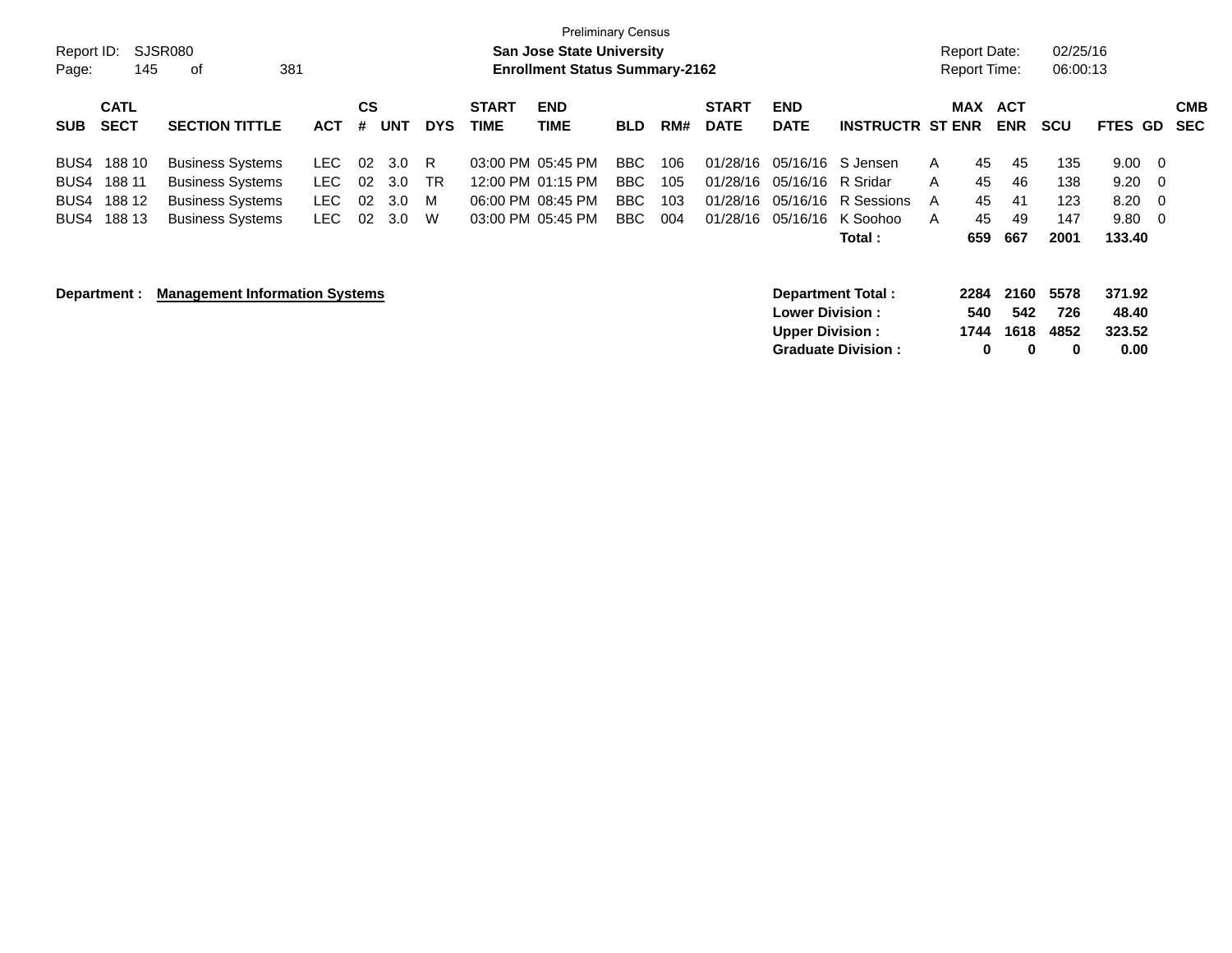Preliminary Census

**San Jose State University**
**Enrollment Status Summary-2162**

Report ID: SJSR080
Page: 145 of 381

Report Date: 02/25/16
Report Time: 06:00:13

| SUB | CATL SECT | SECTION TITTLE | ACT | CS # | UNT | DYS | START TIME | END TIME | BLD | RM# | START DATE | END DATE | INSTRUCTR | ST | MAX ENR | ACT ENR | SCU | FTES | GD | CMB SEC |
|---|---|---|---|---|---|---|---|---|---|---|---|---|---|---|---|---|---|---|---|---|
| BUS4 | 188 10 | Business Systems | LEC | 02 | 3.0 | R | 03:00 PM | 05:45 PM | BBC | 106 | 01/28/16 | 05/16/16 | S Jensen | A | 45 | 45 | 135 | 9.00 | 0 | |
| BUS4 | 188 11 | Business Systems | LEC | 02 | 3.0 | TR | 12:00 PM | 01:15 PM | BBC | 105 | 01/28/16 | 05/16/16 | R Sridar | A | 45 | 46 | 138 | 9.20 | 0 | |
| BUS4 | 188 12 | Business Systems | LEC | 02 | 3.0 | M | 06:00 PM | 08:45 PM | BBC | 103 | 01/28/16 | 05/16/16 | R Sessions | A | 45 | 41 | 123 | 8.20 | 0 | |
| BUS4 | 188 13 | Business Systems | LEC | 02 | 3.0 | W | 03:00 PM | 05:45 PM | BBC | 004 | 01/28/16 | 05/16/16 | K Soohoo | A | 45 | 49 | 147 | 9.80 | 0 | |
| | | | | | | | | | | | | | **Total :** | | **659** | **667** | **2001** | **133.40** | | |

**Department : Management Information Systems**

| | MAX ENR | ACT ENR | SCU | FTES |
|---|---|---|---|---|
| **Department Total :** | **2284** | **2160** | **5578** | **371.92** |
| **Lower Division :** | **540** | **542** | **726** | **48.40** |
| **Upper Division :** | **1744** | **1618** | **4852** | **323.52** |
| **Graduate Division :** | **0** | **0** | **0** | **0.00** |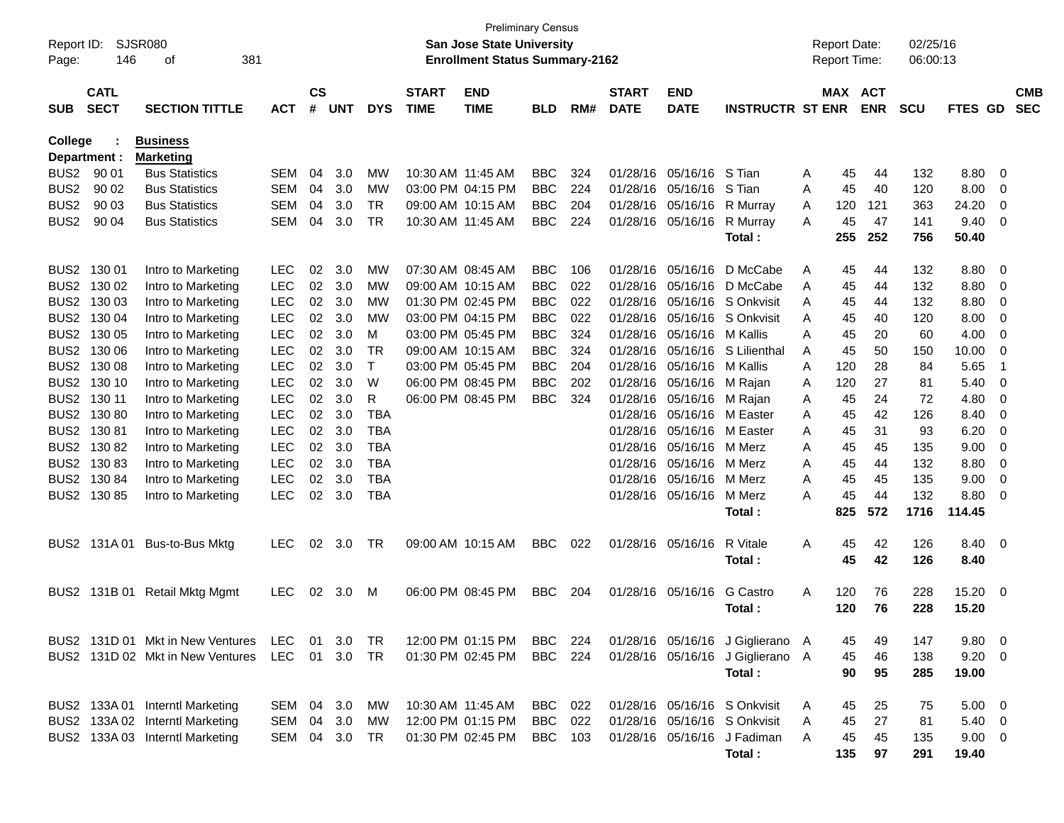Preliminary Census
**San Jose State University**
**Enrollment Status Summary-2162**

Report ID: SJSR080
Report Date: 02/25/16
Report Time: 06:00:13

**College : Business**
**Department : Marketing**

| SUB | CATL SECT | SECTION TITTLE | ACT | CS # | UNT | DYS | START TIME | END TIME | BLD | RM# | START DATE | END DATE | INSTRUCTR | ST | MAX ENR | ACT ENR | SCU | FTES | GD | CMB SEC |
|---|---|---|---|---|---|---|---|---|---|---|---|---|---|---|---|---|---|---|---|---|
| BUS2 | 90 01 | Bus Statistics | SEM | 04 | 3.0 | MW | 10:30 AM | 11:45 AM | BBC | 324 | 01/28/16 | 05/16/16 | S Tian | A | 45 | 44 | 132 | 8.80 | 0 | |
| BUS2 | 90 02 | Bus Statistics | SEM | 04 | 3.0 | MW | 03:00 PM | 04:15 PM | BBC | 224 | 01/28/16 | 05/16/16 | S Tian | A | 45 | 40 | 120 | 8.00 | 0 | |
| BUS2 | 90 03 | Bus Statistics | SEM | 04 | 3.0 | TR | 09:00 AM | 10:15 AM | BBC | 204 | 01/28/16 | 05/16/16 | R Murray | A | 120 | 121 | 363 | 24.20 | 0 | |
| BUS2 | 90 04 | Bus Statistics | SEM | 04 | 3.0 | TR | 10:30 AM | 11:45 AM | BBC | 224 | 01/28/16 | 05/16/16 | R Murray | A | 45 | 47 | 141 | 9.40 | 0 | |
| | | | | | | | | | | | | | **Total :** | | **255** | **252** | **756** | **50.40** | | |
| BUS2 | 130 01 | Intro to Marketing | LEC | 02 | 3.0 | MW | 07:30 AM | 08:45 AM | BBC | 106 | 01/28/16 | 05/16/16 | D McCabe | A | 45 | 44 | 132 | 8.80 | 0 | |
| BUS2 | 130 02 | Intro to Marketing | LEC | 02 | 3.0 | MW | 09:00 AM | 10:15 AM | BBC | 022 | 01/28/16 | 05/16/16 | D McCabe | A | 45 | 44 | 132 | 8.80 | 0 | |
| BUS2 | 130 03 | Intro to Marketing | LEC | 02 | 3.0 | MW | 01:30 PM | 02:45 PM | BBC | 022 | 01/28/16 | 05/16/16 | S Onkvisit | A | 45 | 44 | 132 | 8.80 | 0 | |
| BUS2 | 130 04 | Intro to Marketing | LEC | 02 | 3.0 | MW | 03:00 PM | 04:15 PM | BBC | 022 | 01/28/16 | 05/16/16 | S Onkvisit | A | 45 | 40 | 120 | 8.00 | 0 | |
| BUS2 | 130 05 | Intro to Marketing | LEC | 02 | 3.0 | M | 03:00 PM | 05:45 PM | BBC | 324 | 01/28/16 | 05/16/16 | M Kallis | A | 45 | 20 | 60 | 4.00 | 0 | |
| BUS2 | 130 06 | Intro to Marketing | LEC | 02 | 3.0 | TR | 09:00 AM | 10:15 AM | BBC | 324 | 01/28/16 | 05/16/16 | S Lilienthal | A | 45 | 50 | 150 | 10.00 | 0 | |
| BUS2 | 130 08 | Intro to Marketing | LEC | 02 | 3.0 | T | 03:00 PM | 05:45 PM | BBC | 204 | 01/28/16 | 05/16/16 | M Kallis | A | 120 | 28 | 84 | 5.65 | 1 | |
| BUS2 | 130 10 | Intro to Marketing | LEC | 02 | 3.0 | W | 06:00 PM | 08:45 PM | BBC | 202 | 01/28/16 | 05/16/16 | M Rajan | A | 120 | 27 | 81 | 5.40 | 0 | |
| BUS2 | 130 11 | Intro to Marketing | LEC | 02 | 3.0 | R | 06:00 PM | 08:45 PM | BBC | 324 | 01/28/16 | 05/16/16 | M Rajan | A | 45 | 24 | 72 | 4.80 | 0 | |
| BUS2 | 130 80 | Intro to Marketing | LEC | 02 | 3.0 | TBA | | | | | 01/28/16 | 05/16/16 | M Easter | A | 45 | 42 | 126 | 8.40 | 0 | |
| BUS2 | 130 81 | Intro to Marketing | LEC | 02 | 3.0 | TBA | | | | | 01/28/16 | 05/16/16 | M Easter | A | 45 | 31 | 93 | 6.20 | 0 | |
| BUS2 | 130 82 | Intro to Marketing | LEC | 02 | 3.0 | TBA | | | | | 01/28/16 | 05/16/16 | M Merz | A | 45 | 45 | 135 | 9.00 | 0 | |
| BUS2 | 130 83 | Intro to Marketing | LEC | 02 | 3.0 | TBA | | | | | 01/28/16 | 05/16/16 | M Merz | A | 45 | 44 | 132 | 8.80 | 0 | |
| BUS2 | 130 84 | Intro to Marketing | LEC | 02 | 3.0 | TBA | | | | | 01/28/16 | 05/16/16 | M Merz | A | 45 | 45 | 135 | 9.00 | 0 | |
| BUS2 | 130 85 | Intro to Marketing | LEC | 02 | 3.0 | TBA | | | | | 01/28/16 | 05/16/16 | M Merz | A | 45 | 44 | 132 | 8.80 | 0 | |
| | | | | | | | | | | | | | **Total :** | | **825** | **572** | **1716** | **114.45** | | |
| BUS2 | 131A 01 | Bus-to-Bus Mktg | LEC | 02 | 3.0 | TR | 09:00 AM | 10:15 AM | BBC | 022 | 01/28/16 | 05/16/16 | R Vitale | A | 45 | 42 | 126 | 8.40 | 0 | |
| | | | | | | | | | | | | | **Total :** | | **45** | **42** | **126** | **8.40** | | |
| BUS2 | 131B 01 | Retail Mktg Mgmt | LEC | 02 | 3.0 | M | 06:00 PM | 08:45 PM | BBC | 204 | 01/28/16 | 05/16/16 | G Castro | A | 120 | 76 | 228 | 15.20 | 0 | |
| | | | | | | | | | | | | | **Total :** | | **120** | **76** | **228** | **15.20** | | |
| BUS2 | 131D 01 | Mkt in New Ventures | LEC | 01 | 3.0 | TR | 12:00 PM | 01:15 PM | BBC | 224 | 01/28/16 | 05/16/16 | J Giglierano | A | 45 | 49 | 147 | 9.80 | 0 | |
| BUS2 | 131D 02 | Mkt in New Ventures | LEC | 01 | 3.0 | TR | 01:30 PM | 02:45 PM | BBC | 224 | 01/28/16 | 05/16/16 | J Giglierano | A | 45 | 46 | 138 | 9.20 | 0 | |
| | | | | | | | | | | | | | **Total :** | | **90** | **95** | **285** | **19.00** | | |
| BUS2 | 133A 01 | Interntl Marketing | SEM | 04 | 3.0 | MW | 10:30 AM | 11:45 AM | BBC | 022 | 01/28/16 | 05/16/16 | S Onkvisit | A | 45 | 25 | 75 | 5.00 | 0 | |
| BUS2 | 133A 02 | Interntl Marketing | SEM | 04 | 3.0 | MW | 12:00 PM | 01:15 PM | BBC | 022 | 01/28/16 | 05/16/16 | S Onkvisit | A | 45 | 27 | 81 | 5.40 | 0 | |
| BUS2 | 133A 03 | Interntl Marketing | SEM | 04 | 3.0 | TR | 01:30 PM | 02:45 PM | BBC | 103 | 01/28/16 | 05/16/16 | J Fadiman | A | 45 | 45 | 135 | 9.00 | 0 | |
| | | | | | | | | | | | | | **Total :** | | **135** | **97** | **291** | **19.40** | | |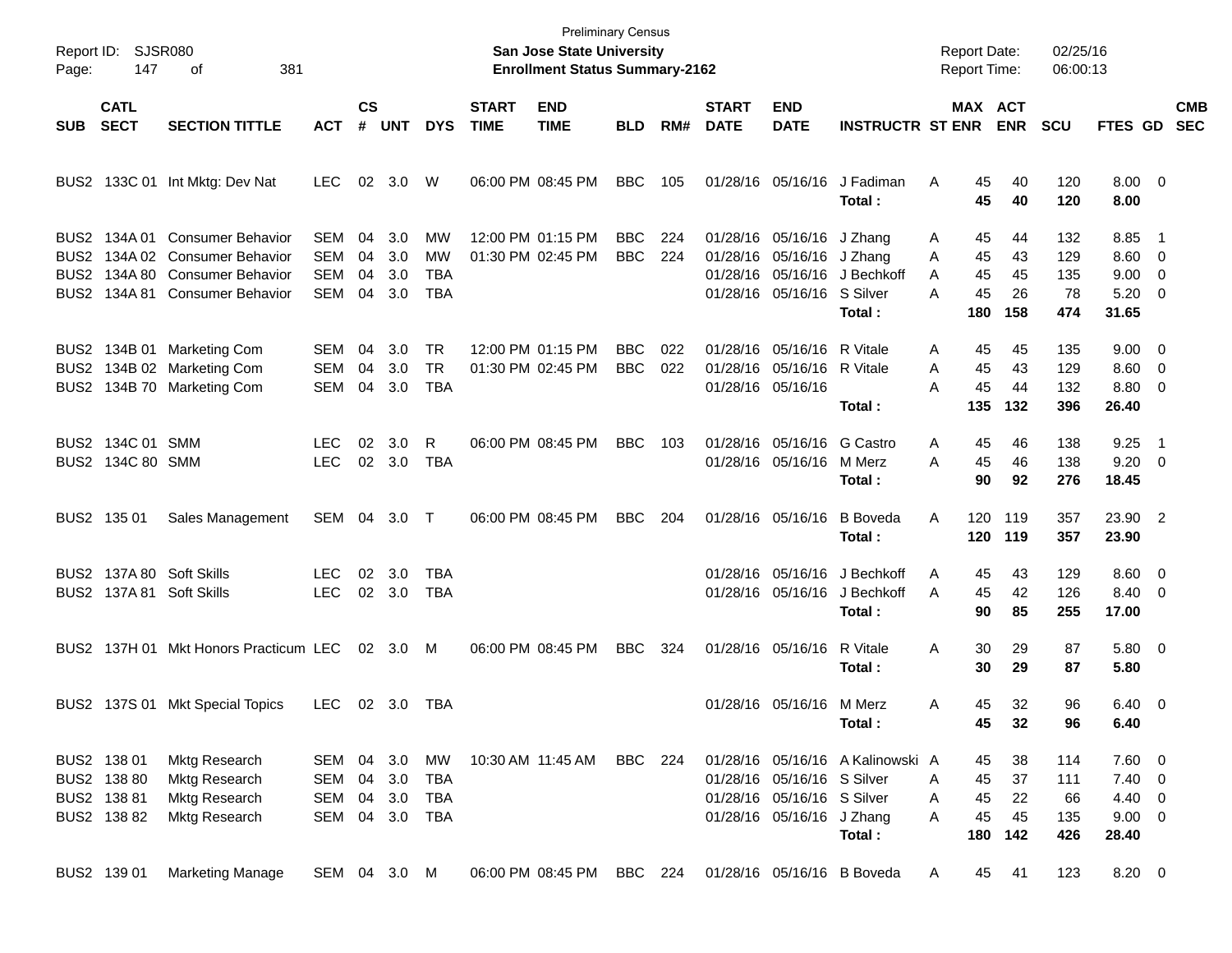Preliminary Census
**San Jose State University**
**Enrollment Status Summary-2162**

Report ID: SJSR080
Report Date: 02/25/16
Report Time: 06:00:13

| SUB | CATL SECT | SECTION TITTLE | ACT | CS # | UNT | DYS | START TIME | END TIME | BLD | RM# | START DATE | END DATE | INSTRUCTR | ST | MAX ENR | ACT ENR | SCU | FTES | GD | CMB SEC |
|---|---|---|---|---|---|---|---|---|---|---|---|---|---|---|---|---|---|---|---|---|
| BUS2 | 133C 01 | Int Mktg: Dev Nat | LEC | 02 | 3.0 | W | 06:00 PM | 08:45 PM | BBC | 105 | 01/28/16 | 05/16/16 | J Fadiman | A | 45 | 40 | 120 | 8.00 | 0 | |
| | | | | | | | | | | | | | **Total :** | | **45** | **40** | **120** | **8.00** | | |
| BUS2 | 134A 01 | Consumer Behavior | SEM | 04 | 3.0 | MW | 12:00 PM | 01:15 PM | BBC | 224 | 01/28/16 | 05/16/16 | J Zhang | A | 45 | 44 | 132 | 8.85 | 1 | |
| BUS2 | 134A 02 | Consumer Behavior | SEM | 04 | 3.0 | MW | 01:30 PM | 02:45 PM | BBC | 224 | 01/28/16 | 05/16/16 | J Zhang | A | 45 | 43 | 129 | 8.60 | 0 | |
| BUS2 | 134A 80 | Consumer Behavior | SEM | 04 | 3.0 | TBA | | | | | 01/28/16 | 05/16/16 | J Bechkoff | A | 45 | 45 | 135 | 9.00 | 0 | |
| BUS2 | 134A 81 | Consumer Behavior | SEM | 04 | 3.0 | TBA | | | | | 01/28/16 | 05/16/16 | S Silver | A | 45 | 26 | 78 | 5.20 | 0 | |
| | | | | | | | | | | | | | **Total :** | | **180** | **158** | **474** | **31.65** | | |
| BUS2 | 134B 01 | Marketing Com | SEM | 04 | 3.0 | TR | 12:00 PM | 01:15 PM | BBC | 022 | 01/28/16 | 05/16/16 | R Vitale | A | 45 | 45 | 135 | 9.00 | 0 | |
| BUS2 | 134B 02 | Marketing Com | SEM | 04 | 3.0 | TR | 01:30 PM | 02:45 PM | BBC | 022 | 01/28/16 | 05/16/16 | R Vitale | A | 45 | 43 | 129 | 8.60 | 0 | |
| BUS2 | 134B 70 | Marketing Com | SEM | 04 | 3.0 | TBA | | | | | 01/28/16 | 05/16/16 | | A | 45 | 44 | 132 | 8.80 | 0 | |
| | | | | | | | | | | | | | **Total :** | | **135** | **132** | **396** | **26.40** | | |
| BUS2 | 134C 01 | SMM | LEC | 02 | 3.0 | R | 06:00 PM | 08:45 PM | BBC | 103 | 01/28/16 | 05/16/16 | G Castro | A | 45 | 46 | 138 | 9.25 | 1 | |
| BUS2 | 134C 80 | SMM | LEC | 02 | 3.0 | TBA | | | | | 01/28/16 | 05/16/16 | M Merz | A | 45 | 46 | 138 | 9.20 | 0 | |
| | | | | | | | | | | | | | **Total :** | | **90** | **92** | **276** | **18.45** | | |
| BUS2 | 135 01 | Sales Management | SEM | 04 | 3.0 | T | 06:00 PM | 08:45 PM | BBC | 204 | 01/28/16 | 05/16/16 | B Boveda | A | 120 | 119 | 357 | 23.90 | 2 | |
| | | | | | | | | | | | | | **Total :** | | **120** | **119** | **357** | **23.90** | | |
| BUS2 | 137A 80 | Soft Skills | LEC | 02 | 3.0 | TBA | | | | | 01/28/16 | 05/16/16 | J Bechkoff | A | 45 | 43 | 129 | 8.60 | 0 | |
| BUS2 | 137A 81 | Soft Skills | LEC | 02 | 3.0 | TBA | | | | | 01/28/16 | 05/16/16 | J Bechkoff | A | 45 | 42 | 126 | 8.40 | 0 | |
| | | | | | | | | | | | | | **Total :** | | **90** | **85** | **255** | **17.00** | | |
| BUS2 | 137H 01 | Mkt Honors Practicum | LEC | 02 | 3.0 | M | 06:00 PM | 08:45 PM | BBC | 324 | 01/28/16 | 05/16/16 | R Vitale | A | 30 | 29 | 87 | 5.80 | 0 | |
| | | | | | | | | | | | | | **Total :** | | **30** | **29** | **87** | **5.80** | | |
| BUS2 | 137S 01 | Mkt Special Topics | LEC | 02 | 3.0 | TBA | | | | | 01/28/16 | 05/16/16 | M Merz | A | 45 | 32 | 96 | 6.40 | 0 | |
| | | | | | | | | | | | | | **Total :** | | **45** | **32** | **96** | **6.40** | | |
| BUS2 | 138 01 | Mktg Research | SEM | 04 | 3.0 | MW | 10:30 AM | 11:45 AM | BBC | 224 | 01/28/16 | 05/16/16 | A Kalinowski | A | 45 | 38 | 114 | 7.60 | 0 | |
| BUS2 | 138 80 | Mktg Research | SEM | 04 | 3.0 | TBA | | | | | 01/28/16 | 05/16/16 | S Silver | A | 45 | 37 | 111 | 7.40 | 0 | |
| BUS2 | 138 81 | Mktg Research | SEM | 04 | 3.0 | TBA | | | | | 01/28/16 | 05/16/16 | S Silver | A | 45 | 22 | 66 | 4.40 | 0 | |
| BUS2 | 138 82 | Mktg Research | SEM | 04 | 3.0 | TBA | | | | | 01/28/16 | 05/16/16 | J Zhang | A | 45 | 45 | 135 | 9.00 | 0 | |
| | | | | | | | | | | | | | **Total :** | | **180** | **142** | **426** | **28.40** | | |
| BUS2 | 139 01 | Marketing Manage | SEM | 04 | 3.0 | M | 06:00 PM | 08:45 PM | BBC | 224 | 01/28/16 | 05/16/16 | B Boveda | A | 45 | 41 | 123 | 8.20 | 0 | |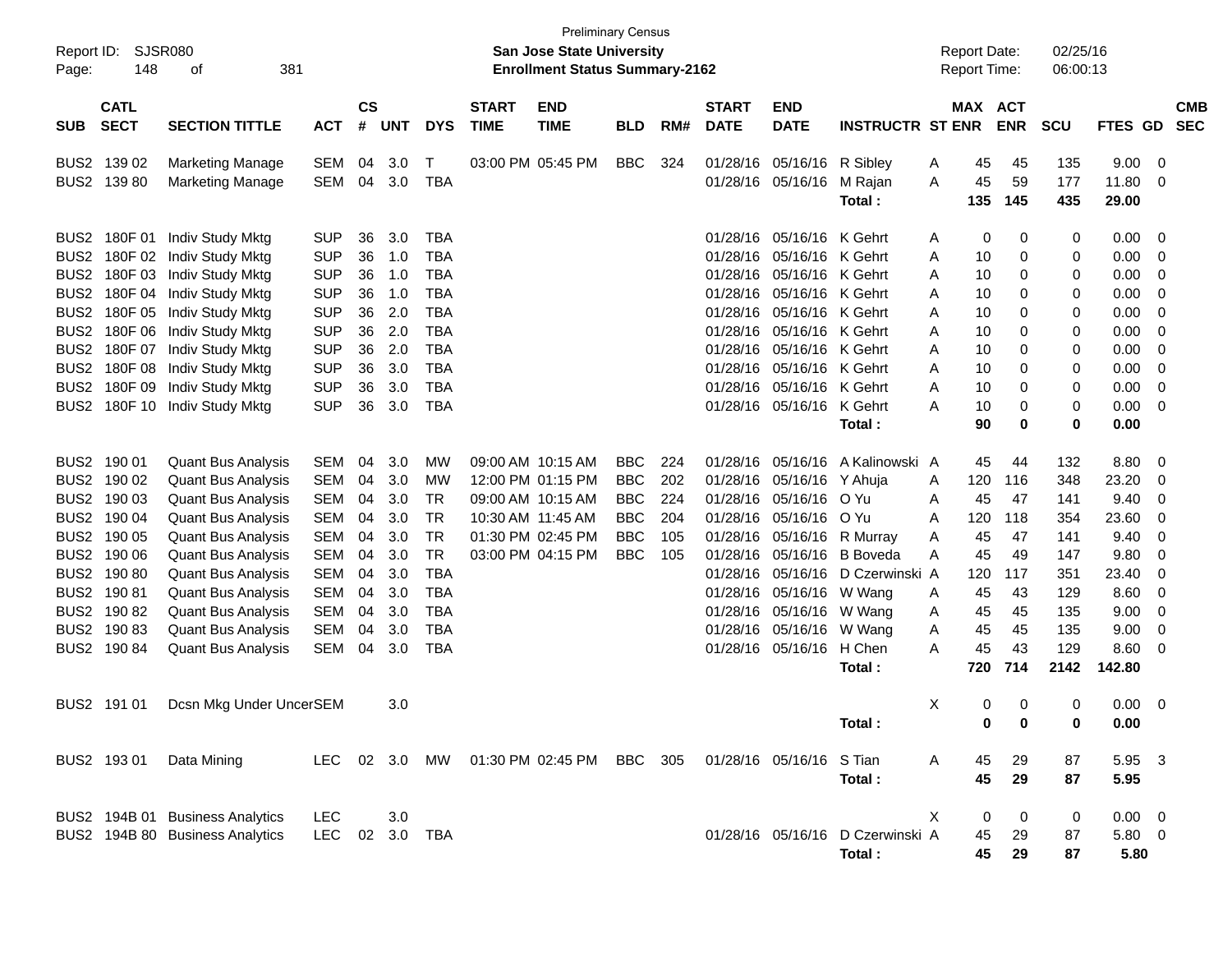Preliminary Census

Report ID: SJSR080 — **San Jose State University** — Report Date: 02/25/16

**Enrollment Status Summary-2162** — Report Time: 06:00:13

| SUB | CATL SECT | SECTION TITTLE | ACT | CS # | UNT | DYS | START TIME | END TIME | BLD | RM# | START DATE | END DATE | INSTRUCTR | ST | MAX ENR | ACT ENR | SCU | FTES | GD | CMB SEC |
|---|---|---|---|---|---|---|---|---|---|---|---|---|---|---|---|---|---|---|---|---|
| BUS2 | 139 02 | Marketing Manage | SEM | 04 | 3.0 | T | 03:00 PM | 05:45 PM | BBC | 324 | 01/28/16 | 05/16/16 | R Sibley | A | 45 | 45 | 135 | 9.00 | 0 | |
| BUS2 | 139 80 | Marketing Manage | SEM | 04 | 3.0 | TBA | | | | | 01/28/16 | 05/16/16 | M Rajan | A | 45 | 59 | 177 | 11.80 | 0 | |
| | | | | | | | | | | | | | **Total :** | | **135** | **145** | **435** | **29.00** | | |
| BUS2 | 180F 01 | Indiv Study Mktg | SUP | 36 | 3.0 | TBA | | | | | 01/28/16 | 05/16/16 | K Gehrt | A | 0 | 0 | 0 | 0.00 | 0 | |
| BUS2 | 180F 02 | Indiv Study Mktg | SUP | 36 | 1.0 | TBA | | | | | 01/28/16 | 05/16/16 | K Gehrt | A | 10 | 0 | 0 | 0.00 | 0 | |
| BUS2 | 180F 03 | Indiv Study Mktg | SUP | 36 | 1.0 | TBA | | | | | 01/28/16 | 05/16/16 | K Gehrt | A | 10 | 0 | 0 | 0.00 | 0 | |
| BUS2 | 180F 04 | Indiv Study Mktg | SUP | 36 | 1.0 | TBA | | | | | 01/28/16 | 05/16/16 | K Gehrt | A | 10 | 0 | 0 | 0.00 | 0 | |
| BUS2 | 180F 05 | Indiv Study Mktg | SUP | 36 | 2.0 | TBA | | | | | 01/28/16 | 05/16/16 | K Gehrt | A | 10 | 0 | 0 | 0.00 | 0 | |
| BUS2 | 180F 06 | Indiv Study Mktg | SUP | 36 | 2.0 | TBA | | | | | 01/28/16 | 05/16/16 | K Gehrt | A | 10 | 0 | 0 | 0.00 | 0 | |
| BUS2 | 180F 07 | Indiv Study Mktg | SUP | 36 | 2.0 | TBA | | | | | 01/28/16 | 05/16/16 | K Gehrt | A | 10 | 0 | 0 | 0.00 | 0 | |
| BUS2 | 180F 08 | Indiv Study Mktg | SUP | 36 | 3.0 | TBA | | | | | 01/28/16 | 05/16/16 | K Gehrt | A | 10 | 0 | 0 | 0.00 | 0 | |
| BUS2 | 180F 09 | Indiv Study Mktg | SUP | 36 | 3.0 | TBA | | | | | 01/28/16 | 05/16/16 | K Gehrt | A | 10 | 0 | 0 | 0.00 | 0 | |
| BUS2 | 180F 10 | Indiv Study Mktg | SUP | 36 | 3.0 | TBA | | | | | 01/28/16 | 05/16/16 | K Gehrt | A | 10 | 0 | 0 | 0.00 | 0 | |
| | | | | | | | | | | | | | **Total :** | | **90** | **0** | **0** | **0.00** | | |
| BUS2 | 190 01 | Quant Bus Analysis | SEM | 04 | 3.0 | MW | 09:00 AM | 10:15 AM | BBC | 224 | 01/28/16 | 05/16/16 | A Kalinowski | A | 45 | 44 | 132 | 8.80 | 0 | |
| BUS2 | 190 02 | Quant Bus Analysis | SEM | 04 | 3.0 | MW | 12:00 PM | 01:15 PM | BBC | 202 | 01/28/16 | 05/16/16 | Y Ahuja | A | 120 | 116 | 348 | 23.20 | 0 | |
| BUS2 | 190 03 | Quant Bus Analysis | SEM | 04 | 3.0 | TR | 09:00 AM | 10:15 AM | BBC | 224 | 01/28/16 | 05/16/16 | O Yu | A | 45 | 47 | 141 | 9.40 | 0 | |
| BUS2 | 190 04 | Quant Bus Analysis | SEM | 04 | 3.0 | TR | 10:30 AM | 11:45 AM | BBC | 204 | 01/28/16 | 05/16/16 | O Yu | A | 120 | 118 | 354 | 23.60 | 0 | |
| BUS2 | 190 05 | Quant Bus Analysis | SEM | 04 | 3.0 | TR | 01:30 PM | 02:45 PM | BBC | 105 | 01/28/16 | 05/16/16 | R Murray | A | 45 | 47 | 141 | 9.40 | 0 | |
| BUS2 | 190 06 | Quant Bus Analysis | SEM | 04 | 3.0 | TR | 03:00 PM | 04:15 PM | BBC | 105 | 01/28/16 | 05/16/16 | B Boveda | A | 45 | 49 | 147 | 9.80 | 0 | |
| BUS2 | 190 80 | Quant Bus Analysis | SEM | 04 | 3.0 | TBA | | | | | 01/28/16 | 05/16/16 | D Czerwinski | A | 120 | 117 | 351 | 23.40 | 0 | |
| BUS2 | 190 81 | Quant Bus Analysis | SEM | 04 | 3.0 | TBA | | | | | 01/28/16 | 05/16/16 | W Wang | A | 45 | 43 | 129 | 8.60 | 0 | |
| BUS2 | 190 82 | Quant Bus Analysis | SEM | 04 | 3.0 | TBA | | | | | 01/28/16 | 05/16/16 | W Wang | A | 45 | 45 | 135 | 9.00 | 0 | |
| BUS2 | 190 83 | Quant Bus Analysis | SEM | 04 | 3.0 | TBA | | | | | 01/28/16 | 05/16/16 | W Wang | A | 45 | 45 | 135 | 9.00 | 0 | |
| BUS2 | 190 84 | Quant Bus Analysis | SEM | 04 | 3.0 | TBA | | | | | 01/28/16 | 05/16/16 | H Chen | A | 45 | 43 | 129 | 8.60 | 0 | |
| | | | | | | | | | | | | | **Total :** | | **720** | **714** | **2142** | **142.80** | | |
| BUS2 | 191 01 | Dcsn Mkg Under Uncer | SEM | | 3.0 | | | | | | | | | X | 0 | 0 | 0 | 0.00 | 0 | |
| | | | | | | | | | | | | | **Total :** | | **0** | **0** | **0** | **0.00** | | |
| BUS2 | 193 01 | Data Mining | LEC | 02 | 3.0 | MW | 01:30 PM | 02:45 PM | BBC | 305 | 01/28/16 | 05/16/16 | S Tian | A | 45 | 29 | 87 | 5.95 | 3 | |
| | | | | | | | | | | | | | **Total :** | | **45** | **29** | **87** | **5.95** | | |
| BUS2 | 194B 01 | Business Analytics | LEC | | 3.0 | | | | | | | | | X | 0 | 0 | 0 | 0.00 | 0 | |
| BUS2 | 194B 80 | Business Analytics | LEC | 02 | 3.0 | TBA | | | | | 01/28/16 | 05/16/16 | D Czerwinski | A | 45 | 29 | 87 | 5.80 | 0 | |
| | | | | | | | | | | | | | **Total :** | | **45** | **29** | **87** | **5.80** | | |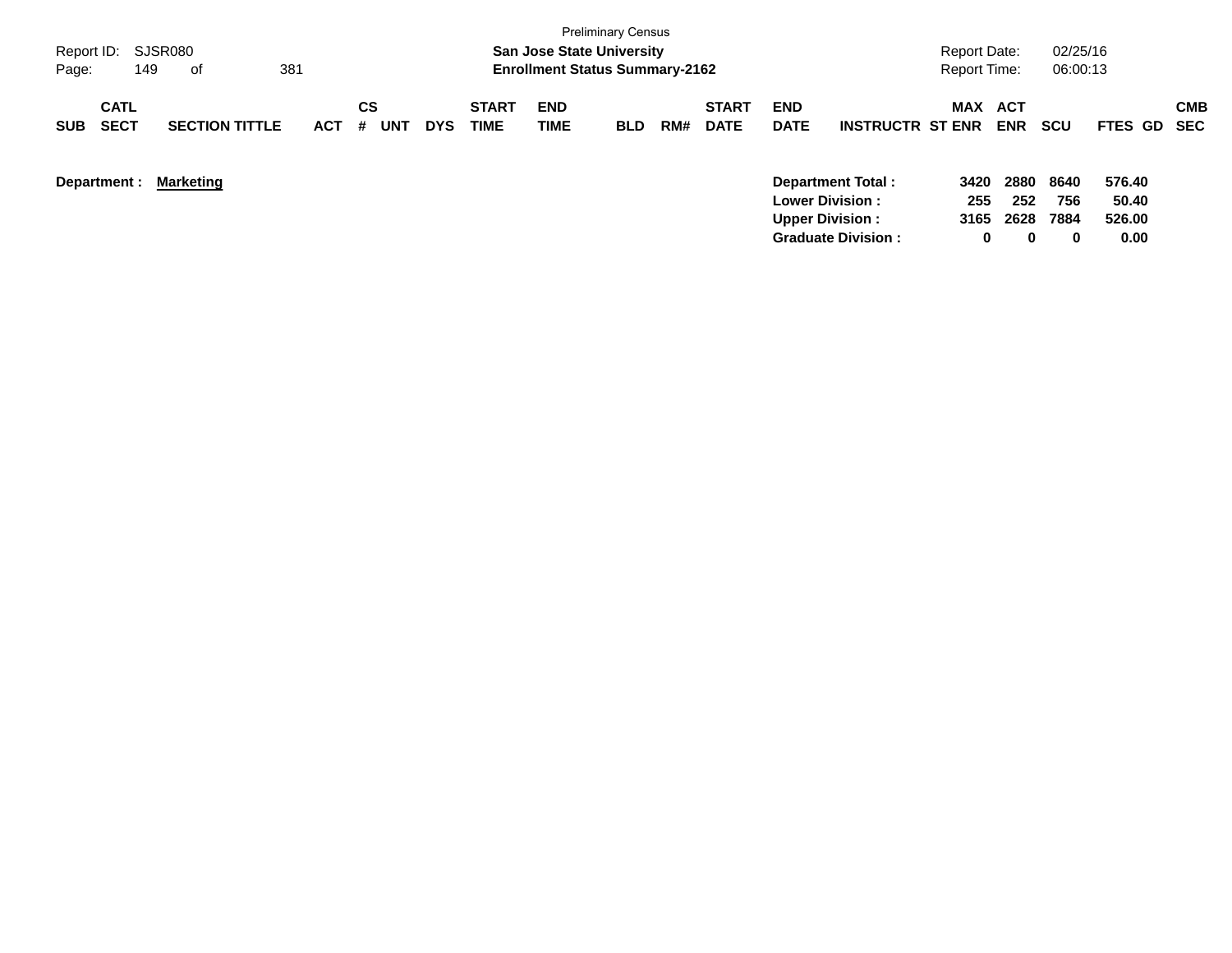Preliminary Census

**San Jose State University**

**Enrollment Status Summary-2162**

Report ID: SJSR080

Report Date: 02/25/16

Report Time: 06:00:13

| SUB | CATL SECT | SECTION TITTLE | ACT | CS # | UNT | DYS | START TIME | END TIME | BLD | RM# | START DATE | END DATE | INSTRUCTR | ST | MAX ENR | ACT ENR | SCU | FTES | GD | CMB SEC |
|---|---|---|---|---|---|---|---|---|---|---|---|---|---|---|---|---|---|---|---|---|

**Department :** **Marketing**

| | MAX ENR | ACT ENR | SCU | FTES |
|---|---|---|---|---|
| **Department Total :** | **3420** | **2880** | **8640** | **576.40** |
| **Lower Division :** | **255** | **252** | **756** | **50.40** |
| **Upper Division :** | **3165** | **2628** | **7884** | **526.00** |
| **Graduate Division :** | **0** | **0** | **0** | **0.00** |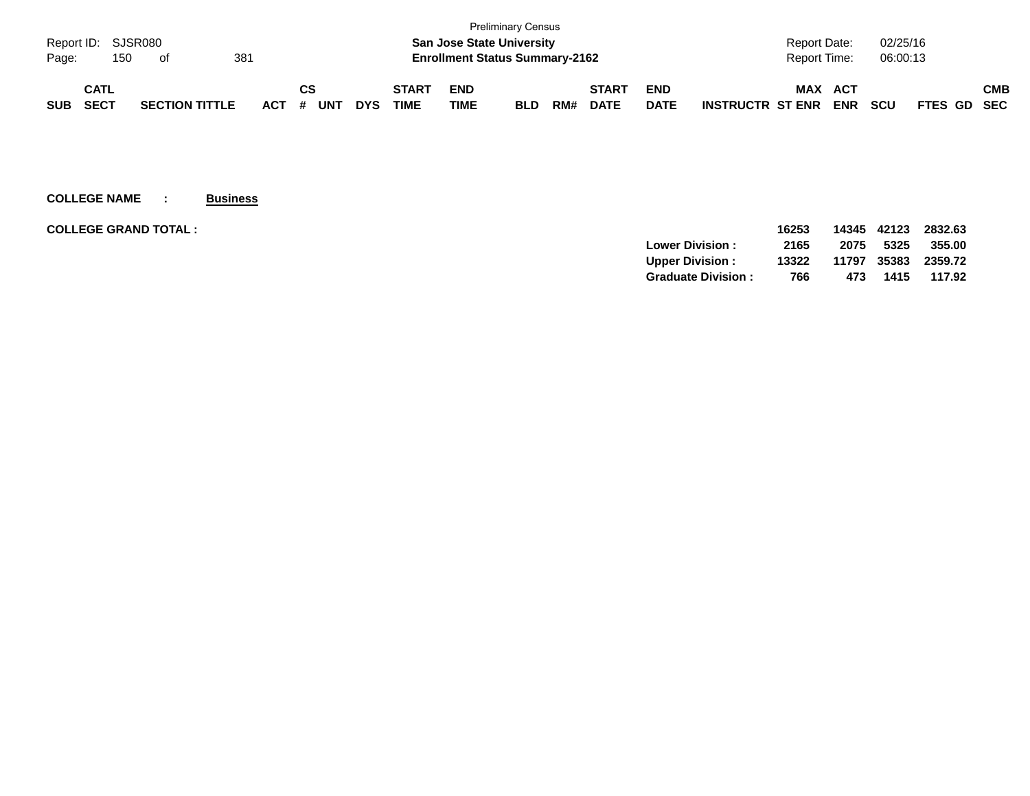Preliminary Census

**San Jose State University**

**Enrollment Status Summary-2162**

Report ID: SJSR080

Report Date: 02/25/16

Report Time: 06:00:13

| SUB | CATL SECT | SECTION TITTLE | ACT | CS # | UNT | DYS | START TIME | END TIME | BLD | RM# | START DATE | END DATE | INSTRUCTR | MAX ST ENR | ACT ENR | SCU | FTES | GD | CMB SEC |
|---|---|---|---|---|---|---|---|---|---|---|---|---|---|---|---|---|---|---|---|

**COLLEGE NAME : Business**

**COLLEGE GRAND TOTAL :**

| | MAX ST ENR | ACT ENR | SCU | FTES |
|---|---|---|---|---|
| | **16253** | **14345** | **42123** | **2832.63** |
| **Lower Division :** | **2165** | **2075** | **5325** | **355.00** |
| **Upper Division :** | **13322** | **11797** | **35383** | **2359.72** |
| **Graduate Division :** | **766** | **473** | **1415** | **117.92** |